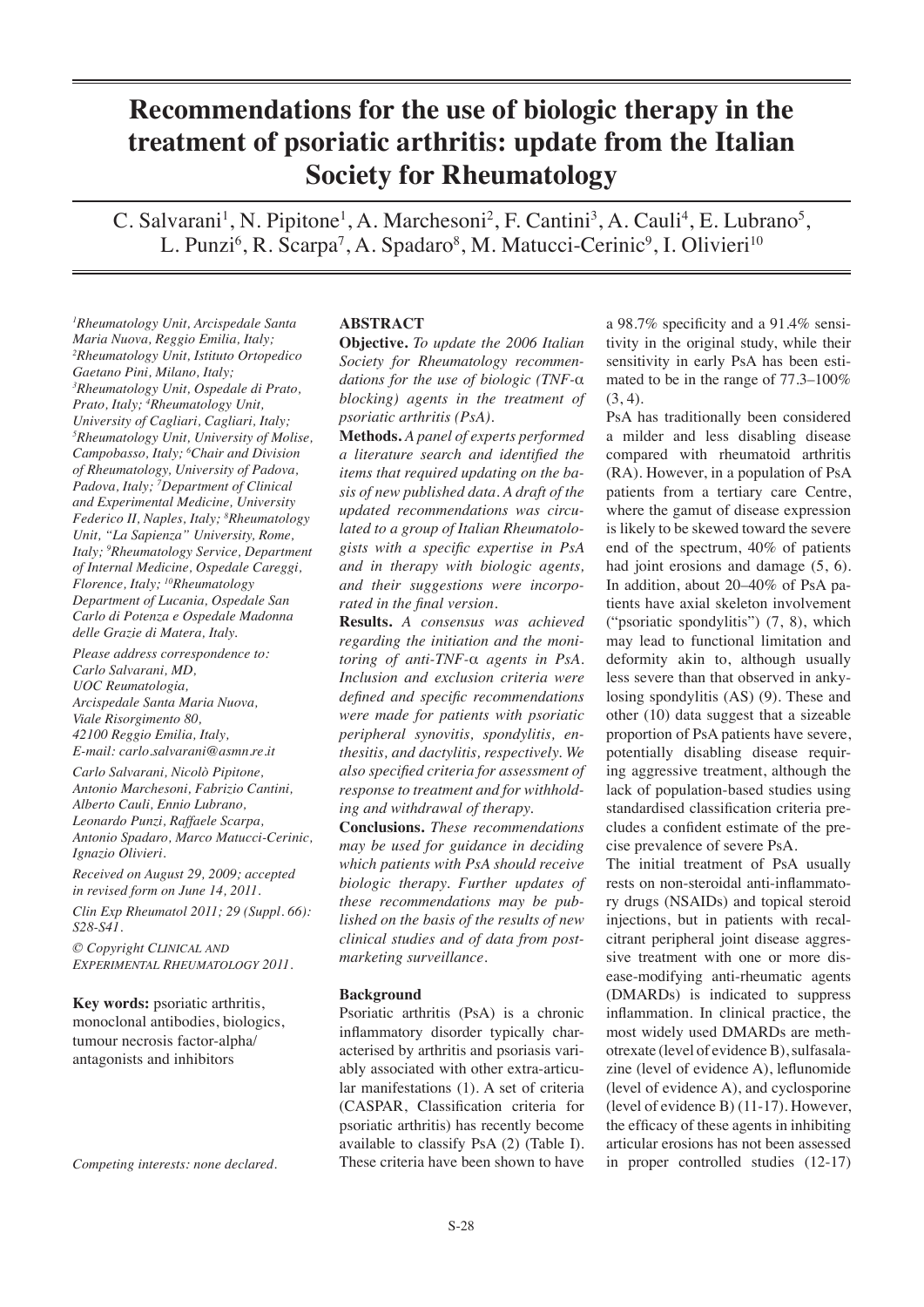# Recommendations for the use of biologic therapy in the treatment of psoriatic arthritis: update from the Italian Society for Rheumatology

C. Salvarani[1], N. Pipitone[1], A. Marchesoni[2], F. Cantini[3], A. Cauli[4], E. Lubrano[5], L. Punzi[6], R. Scarpa[7], A. Spadaro[8], M. Matucci-Cerinic[9], I. Olivieri[10]

*[1]Rheumatology Unit, Arcispedale Santa Maria Nuova, Reggio Emilia, Italy; [2]Rheumatology Unit, Istituto Ortopedico Gaetano Pini, Milano, Italy; [3]Rheumatology Unit, Ospedale di Prato, Prato, Italy; [4]Rheumatology Unit, University of Cagliari, Cagliari, Italy; [5]Rheumatology Unit, University of Molise, Campobasso, Italy; [6]Chair and Division of Rheumatology, University of Padova, Padova, Italy; [7]Department of Clinical and Experimental Medicine, University Federico II, Naples, Italy; [8]Rheumatology Unit, "La Sapienza" University, Rome, Italy; [9]Rheumatology Service, Department of Internal Medicine, Ospedale Careggi, Florence, Italy; [10]Rheumatology Department of Lucania, Ospedale San Carlo di Potenza e Ospedale Madonna delle Grazie di Matera, Italy.*

*Please address correspondence to: Carlo Salvarani, MD, UOC Reumatologia, Arcispedale Santa Maria Nuova, Viale Risorgimento 80, 42100 Reggio Emilia, Italy, E-mail: carlo.salvarani@asmn.re.it*

*Carlo Salvarani, Nicolò Pipitone, Antonio Marchesoni, Fabrizio Cantini, Alberto Cauli, Ennio Lubrano, Leonardo Punzi, Raffaele Scarpa, Antonio Spadaro, Marco Matucci-Cerinic, Ignazio Olivieri.*

*Received on August 29, 2009; accepted in revised form on June 14, 2011.*

*Clin Exp Rheumatol 2011; 29 (Suppl. 66): S28-S41.*

*© Copyright Clinical and Experimental Rheumatology 2011.*

**Key words:** psoriatic arthritis, monoclonal antibodies, biologics, tumour necrosis factor-alpha/ antagonists and inhibitors

*Competing interests: none declared.*

## ABSTRACT

**Objective.** *To update the 2006 Italian Society for Rheumatology recommendations for the use of biologic (TNF-α blocking) agents in the treatment of psoriatic arthritis (PsA).*

**Methods.** *A panel of experts performed a literature search and identified the items that required updating on the basis of new published data. A draft of the updated recommendations was circulated to a group of Italian Rheumatologists with a specific expertise in PsA and in therapy with biologic agents, and their suggestions were incorporated in the final version.*

**Results.** *A consensus was achieved regarding the initiation and the monitoring of anti-TNF-α agents in PsA. Inclusion and exclusion criteria were defined and specific recommendations were made for patients with psoriatic peripheral synovitis, spondylitis, enthesitis, and dactylitis, respectively. We also specified criteria for assessment of response to treatment and for withholding and withdrawal of therapy.*

**Conclusions.** *These recommendations may be used for guidance in deciding which patients with PsA should receive biologic therapy. Further updates of these recommendations may be published on the basis of the results of new clinical studies and of data from post-marketing surveillance.*

## Background

Psoriatic arthritis (PsA) is a chronic inflammatory disorder typically characterised by arthritis and psoriasis variably associated with other extra-articular manifestations (1). A set of criteria (CASPAR, Classification criteria for psoriatic arthritis) has recently become available to classify PsA (2) (Table I). These criteria have been shown to have a 98.7% specificity and a 91.4% sensitivity in the original study, while their sensitivity in early PsA has been estimated to be in the range of 77.3–100% (3, 4).

PsA has traditionally been considered a milder and less disabling disease compared with rheumatoid arthritis (RA). However, in a population of PsA patients from a tertiary care Centre, where the gamut of disease expression is likely to be skewed toward the severe end of the spectrum, 40% of patients had joint erosions and damage (5, 6). In addition, about 20–40% of PsA patients have axial skeleton involvement ("psoriatic spondylitis") (7, 8), which may lead to functional limitation and deformity akin to, although usually less severe than that observed in ankylosing spondylitis (AS) (9). These and other (10) data suggest that a sizeable proportion of PsA patients have severe, potentially disabling disease requiring aggressive treatment, although the lack of population-based studies using standardised classification criteria precludes a confident estimate of the precise prevalence of severe PsA.

The initial treatment of PsA usually rests on non-steroidal anti-inflammatory drugs (NSAIDs) and topical steroid injections, but in patients with recalcitrant peripheral joint disease aggressive treatment with one or more disease-modifying anti-rheumatic agents (DMARDs) is indicated to suppress inflammation. In clinical practice, the most widely used DMARDs are methotrexate (level of evidence B), sulfasalazine (level of evidence A), leflunomide (level of evidence A), and cyclosporine (level of evidence B) (11-17). However, the efficacy of these agents in inhibiting articular erosions has not been assessed in proper controlled studies (12-17)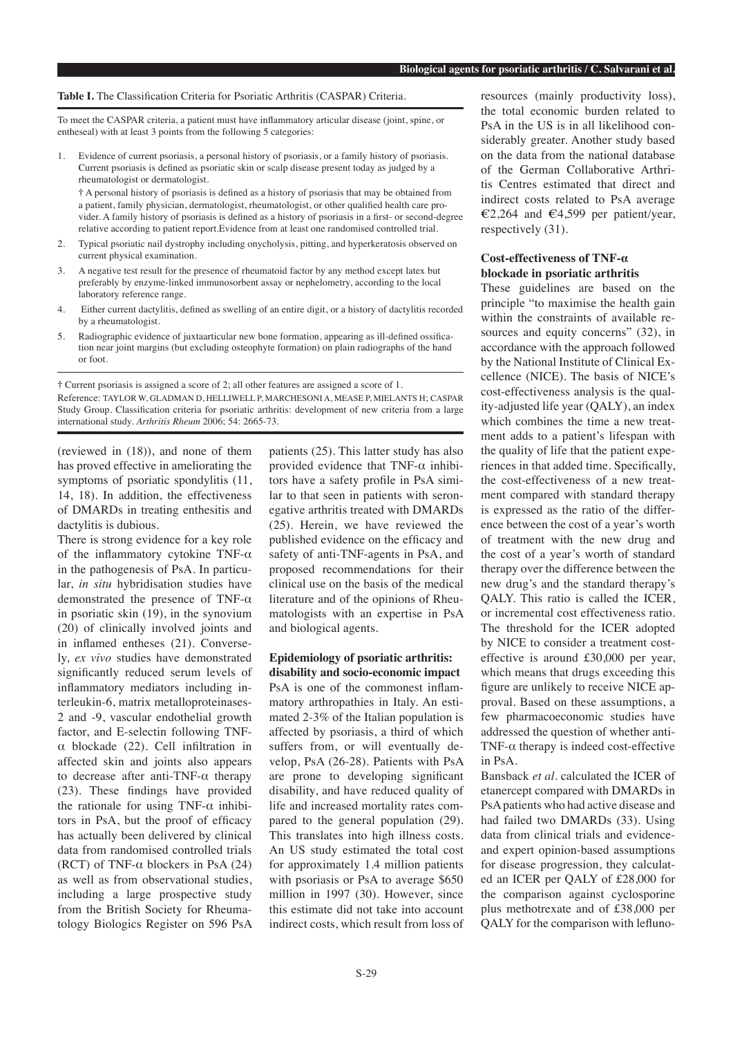**Table I.** The Classification Criteria for Psoriatic Arthritis (CASPAR) Criteria.

To meet the CASPAR criteria, a patient must have inflammatory articular disease (joint, spine, or entheseal) with at least 3 points from the following 5 categories:

1. Evidence of current psoriasis, a personal history of psoriasis, or a family history of psoriasis. Current psoriasis is defined as psoriatic skin or scalp disease present today as judged by a rheumatologist or dermatologist.
   † A personal history of psoriasis is defined as a history of psoriasis that may be obtained from a patient, family physician, dermatologist, rheumatologist, or other qualified health care provider. A family history of psoriasis is defined as a history of psoriasis in a first- or second-degree relative according to patient report.Evidence from at least one randomised controlled trial.
2. Typical psoriatic nail dystrophy including onycholysis, pitting, and hyperkeratosis observed on current physical examination.
3. A negative test result for the presence of rheumatoid factor by any method except latex but preferably by enzyme-linked immunosorbent assay or nephelometry, according to the local laboratory reference range.
4. Either current dactylitis, defined as swelling of an entire digit, or a history of dactylitis recorded by a rheumatologist.
5. Radiographic evidence of juxtaarticular new bone formation, appearing as ill-defined ossification near joint margins (but excluding osteophyte formation) on plain radiographs of the hand or foot.

† Current psoriasis is assigned a score of 2; all other features are assigned a score of 1.
Reference: TAYLOR W, GLADMAN D, HELLIWELL P, MARCHESONI A, MEASE P, MIELANTS H; CASPAR Study Group. Classification criteria for psoriatic arthritis: development of new criteria from a large international study. *Arthritis Rheum* 2006; 54: 2665-73.

(reviewed in (18)), and none of them has proved effective in ameliorating the symptoms of psoriatic spondylitis (11, 14, 18). In addition, the effectiveness of DMARDs in treating enthesitis and dactylitis is dubious.

There is strong evidence for a key role of the inflammatory cytokine TNF-$\alpha$ in the pathogenesis of PsA. In particular, *in situ* hybridisation studies have demonstrated the presence of TNF-$\alpha$ in psoriatic skin (19), in the synovium (20) of clinically involved joints and in inflamed entheses (21). Conversely, *ex vivo* studies have demonstrated significantly reduced serum levels of inflammatory mediators including interleukin-6, matrix metalloproteinases-2 and -9, vascular endothelial growth factor, and E-selectin following TNF-$\alpha$ blockade (22). Cell infiltration in affected skin and joints also appears to decrease after anti-TNF-$\alpha$ therapy (23). These findings have provided the rationale for using TNF-$\alpha$ inhibitors in PsA, but the proof of efficacy has actually been delivered by clinical data from randomised controlled trials (RCT) of TNF-$\alpha$ blockers in PsA (24) as well as from observational studies, including a large prospective study from the British Society for Rheumatology Biologics Register on 596 PsA patients (25). This latter study has also provided evidence that TNF-$\alpha$ inhibitors have a safety profile in PsA similar to that seen in patients with seronegative arthritis treated with DMARDs (25). Herein, we have reviewed the published evidence on the efficacy and safety of anti-TNF-agents in PsA, and proposed recommendations for their clinical use on the basis of the medical literature and of the opinions of Rheumatologists with an expertise in PsA and biological agents.

## Epidemiology of psoriatic arthritis: disability and socio-economic impact

PsA is one of the commonest inflammatory arthropathies in Italy. An estimated 2-3% of the Italian population is affected by psoriasis, a third of which suffers from, or will eventually develop, PsA (26-28). Patients with PsA are prone to developing significant disability, and have reduced quality of life and increased mortality rates compared to the general population (29). This translates into high illness costs. An US study estimated the total cost for approximately 1.4 million patients with psoriasis or PsA to average $650 million in 1997 (30). However, since this estimate did not take into account indirect costs, which result from loss of resources (mainly productivity loss), the total economic burden related to PsA in the US is in all likelihood considerably greater. Another study based on the data from the national database of the German Collaborative Arthritis Centres estimated that direct and indirect costs related to PsA average €2,264 and €4,599 per patient/year, respectively (31).

## Cost-effectiveness of TNF-α blockade in psoriatic arthritis

These guidelines are based on the principle "to maximise the health gain within the constraints of available resources and equity concerns" (32), in accordance with the approach followed by the National Institute of Clinical Excellence (NICE). The basis of NICE's cost-effectiveness analysis is the quality-adjusted life year (QALY), an index which combines the time a new treatment adds to a patient's lifespan with the quality of life that the patient experiences in that added time. Specifically, the cost-effectiveness of a new treatment compared with standard therapy is expressed as the ratio of the difference between the cost of a year's worth of treatment with the new drug and the cost of a year's worth of standard therapy over the difference between the new drug's and the standard therapy's QALY. This ratio is called the ICER, or incremental cost effectiveness ratio. The threshold for the ICER adopted by NICE to consider a treatment cost-effective is around £30,000 per year, which means that drugs exceeding this figure are unlikely to receive NICE approval. Based on these assumptions, a few pharmacoeconomic studies have addressed the question of whether anti-TNF-$\alpha$ therapy is indeed cost-effective in PsA.

Bansback *et al*. calculated the ICER of etanercept compared with DMARDs in PsA patients who had active disease and had failed two DMARDs (33). Using data from clinical trials and evidence- and expert opinion-based assumptions for disease progression, they calculated an ICER per QALY of £28,000 for the comparison against cyclosporine plus methotrexate and of £38,000 per QALY for the comparison with lefluno-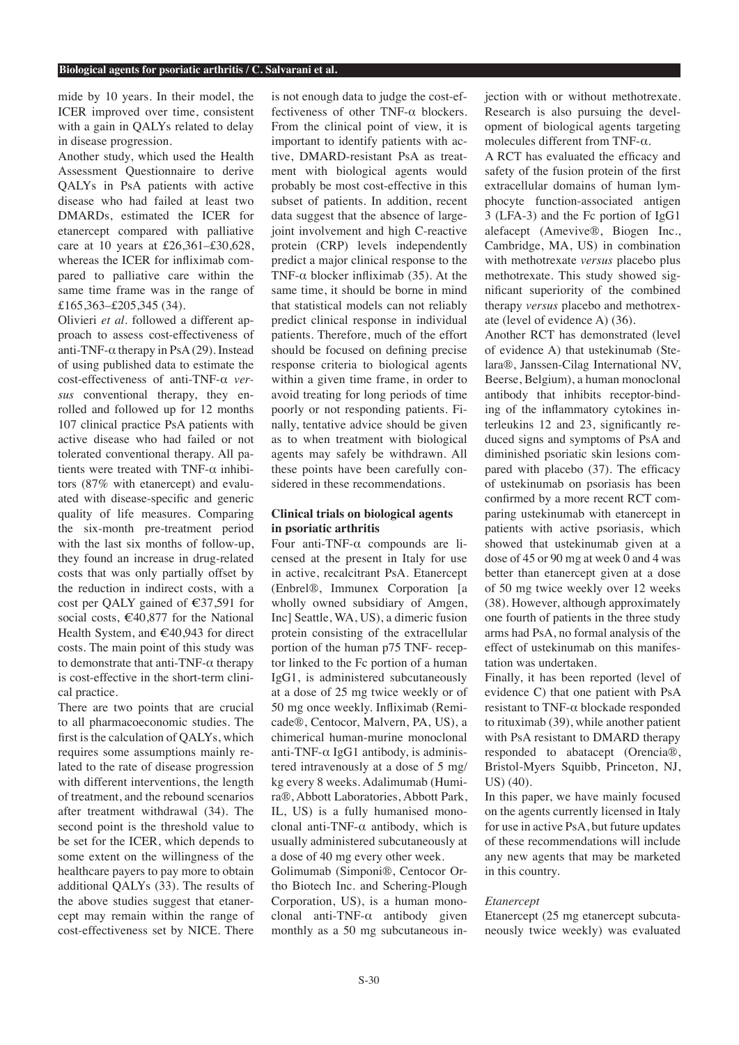mide by 10 years. In their model, the ICER improved over time, consistent with a gain in QALYs related to delay in disease progression.

Another study, which used the Health Assessment Questionnaire to derive QALYs in PsA patients with active disease who had failed at least two DMARDs, estimated the ICER for etanercept compared with palliative care at 10 years at £26,361–£30,628, whereas the ICER for infliximab compared to palliative care within the same time frame was in the range of £165,363–£205,345 (34).

Olivieri *et al.* followed a different approach to assess cost-effectiveness of anti-TNF-α therapy in PsA (29). Instead of using published data to estimate the cost-effectiveness of anti-TNF-α *versus* conventional therapy, they enrolled and followed up for 12 months 107 clinical practice PsA patients with active disease who had failed or not tolerated conventional therapy. All patients were treated with TNF-α inhibitors (87% with etanercept) and evaluated with disease-specific and generic quality of life measures. Comparing the six-month pre-treatment period with the last six months of follow-up, they found an increase in drug-related costs that was only partially offset by the reduction in indirect costs, with a cost per QALY gained of €37,591 for social costs, €40,877 for the National Health System, and €40,943 for direct costs. The main point of this study was to demonstrate that anti-TNF-α therapy is cost-effective in the short-term clinical practice.

There are two points that are crucial to all pharmacoeconomic studies. The first is the calculation of QALYs, which requires some assumptions mainly related to the rate of disease progression with different interventions, the length of treatment, and the rebound scenarios after treatment withdrawal (34). The second point is the threshold value to be set for the ICER, which depends to some extent on the willingness of the healthcare payers to pay more to obtain additional QALYs (33). The results of the above studies suggest that etanercept may remain within the range of cost-effectiveness set by NICE. There is not enough data to judge the cost-effectiveness of other TNF-α blockers. From the clinical point of view, it is important to identify patients with active, DMARD-resistant PsA as treatment with biological agents would probably be most cost-effective in this subset of patients. In addition, recent data suggest that the absence of large-joint involvement and high C-reactive protein (CRP) levels independently predict a major clinical response to the TNF-α blocker infliximab (35). At the same time, it should be borne in mind that statistical models can not reliably predict clinical response in individual patients. Therefore, much of the effort should be focused on defining precise response criteria to biological agents within a given time frame, in order to avoid treating for long periods of time poorly or not responding patients. Finally, tentative advice should be given as to when treatment with biological agents may safely be withdrawn. All these points have been carefully considered in these recommendations.

## Clinical trials on biological agents in psoriatic arthritis

Four anti-TNF-α compounds are licensed at the present in Italy for use in active, recalcitrant PsA. Etanercept (Enbrel®, Immunex Corporation [a wholly owned subsidiary of Amgen, Inc] Seattle, WA, US), a dimeric fusion protein consisting of the extracellular portion of the human p75 TNF- receptor linked to the Fc portion of a human IgG1, is administered subcutaneously at a dose of 25 mg twice weekly or of 50 mg once weekly. Infliximab (Remicade®, Centocor, Malvern, PA, US), a chimerical human-murine monoclonal anti-TNF-α IgG1 antibody, is administered intravenously at a dose of 5 mg/kg every 8 weeks. Adalimumab (Humira®, Abbott Laboratories, Abbott Park, IL, US) is a fully humanised monoclonal anti-TNF-α antibody, which is usually administered subcutaneously at a dose of 40 mg every other week.

Golimumab (Simponi®, Centocor Ortho Biotech Inc. and Schering-Plough Corporation, US), is a human monoclonal anti-TNF-α antibody given monthly as a 50 mg subcutaneous injection with or without methotrexate. Research is also pursuing the development of biological agents targeting molecules different from TNF-α.

A RCT has evaluated the efficacy and safety of the fusion protein of the first extracellular domains of human lymphocyte function-associated antigen 3 (LFA-3) and the Fc portion of IgG1 alefacept (Amevive®, Biogen Inc., Cambridge, MA, US) in combination with methotrexate *versus* placebo plus methotrexate. This study showed significant superiority of the combined therapy *versus* placebo and methotrexate (level of evidence A) (36).

Another RCT has demonstrated (level of evidence A) that ustekinumab (Stelara®, Janssen-Cilag International NV, Beerse, Belgium), a human monoclonal antibody that inhibits receptor-binding of the inflammatory cytokines interleukins 12 and 23, significantly reduced signs and symptoms of PsA and diminished psoriatic skin lesions compared with placebo (37). The efficacy of ustekinumab on psoriasis has been confirmed by a more recent RCT comparing ustekinumab with etanercept in patients with active psoriasis, which showed that ustekinumab given at a dose of 45 or 90 mg at week 0 and 4 was better than etanercept given at a dose of 50 mg twice weekly over 12 weeks (38). However, although approximately one fourth of patients in the three study arms had PsA, no formal analysis of the effect of ustekinumab on this manifestation was undertaken.

Finally, it has been reported (level of evidence C) that one patient with PsA resistant to TNF-α blockade responded to rituximab (39), while another patient with PsA resistant to DMARD therapy responded to abatacept (Orencia®, Bristol-Myers Squibb, Princeton, NJ, US) (40).

In this paper, we have mainly focused on the agents currently licensed in Italy for use in active PsA, but future updates of these recommendations will include any new agents that may be marketed in this country.

### *Etanercept*

Etanercept (25 mg etanercept subcutaneously twice weekly) was evaluated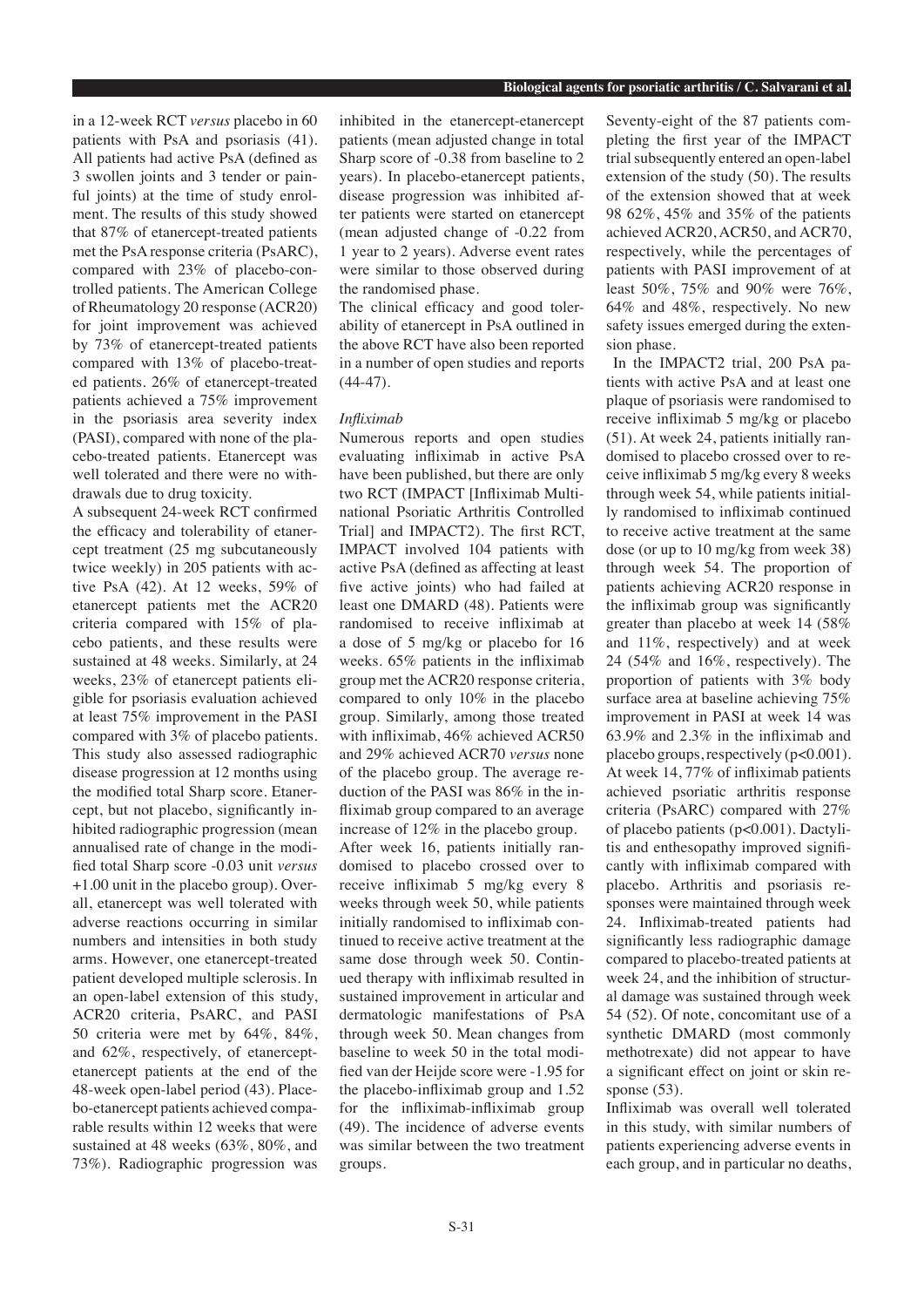in a 12-week RCT *versus* placebo in 60 patients with PsA and psoriasis (41). All patients had active PsA (defined as 3 swollen joints and 3 tender or painful joints) at the time of study enrolment. The results of this study showed that 87% of etanercept-treated patients met the PsA response criteria (PsARC), compared with 23% of placebo-controlled patients. The American College of Rheumatology 20 response (ACR20) for joint improvement was achieved by 73% of etanercept-treated patients compared with 13% of placebo-treated patients. 26% of etanercept-treated patients achieved a 75% improvement in the psoriasis area severity index (PASI), compared with none of the placebo-treated patients. Etanercept was well tolerated and there were no withdrawals due to drug toxicity.

A subsequent 24-week RCT confirmed the efficacy and tolerability of etanercept treatment (25 mg subcutaneously twice weekly) in 205 patients with active PsA (42). At 12 weeks, 59% of etanercept patients met the ACR20 criteria compared with 15% of placebo patients, and these results were sustained at 48 weeks. Similarly, at 24 weeks, 23% of etanercept patients eligible for psoriasis evaluation achieved at least 75% improvement in the PASI compared with 3% of placebo patients. This study also assessed radiographic disease progression at 12 months using the modified total Sharp score. Etanercept, but not placebo, significantly inhibited radiographic progression (mean annualised rate of change in the modified total Sharp score -0.03 unit *versus* +1.00 unit in the placebo group). Overall, etanercept was well tolerated with adverse reactions occurring in similar numbers and intensities in both study arms. However, one etanercept-treated patient developed multiple sclerosis. In an open-label extension of this study, ACR20 criteria, PsARC, and PASI 50 criteria were met by 64%, 84%, and 62%, respectively, of etanercept-etanercept patients at the end of the 48-week open-label period (43). Placebo-etanercept patients achieved comparable results within 12 weeks that were sustained at 48 weeks (63%, 80%, and 73%). Radiographic progression was inhibited in the etanercept-etanercept patients (mean adjusted change in total Sharp score of -0.38 from baseline to 2 years). In placebo-etanercept patients, disease progression was inhibited after patients were started on etanercept (mean adjusted change of -0.22 from 1 year to 2 years). Adverse event rates were similar to those observed during the randomised phase.

The clinical efficacy and good tolerability of etanercept in PsA outlined in the above RCT have also been reported in a number of open studies and reports (44-47).

*Infliximab*

Numerous reports and open studies evaluating infliximab in active PsA have been published, but there are only two RCT (IMPACT [Infliximab Multinational Psoriatic Arthritis Controlled Trial] and IMPACT2). The first RCT, IMPACT involved 104 patients with active PsA (defined as affecting at least five active joints) who had failed at least one DMARD (48). Patients were randomised to receive infliximab at a dose of 5 mg/kg or placebo for 16 weeks. 65% patients in the infliximab group met the ACR20 response criteria, compared to only 10% in the placebo group. Similarly, among those treated with infliximab, 46% achieved ACR50 and 29% achieved ACR70 *versus* none of the placebo group. The average reduction of the PASI was 86% in the infliximab group compared to an average increase of 12% in the placebo group.

After week 16, patients initially randomised to placebo crossed over to receive infliximab 5 mg/kg every 8 weeks through week 50, while patients initially randomised to infliximab continued to receive active treatment at the same dose through week 50. Continued therapy with infliximab resulted in sustained improvement in articular and dermatologic manifestations of PsA through week 50. Mean changes from baseline to week 50 in the total modified van der Heijde score were -1.95 for the placebo-infliximab group and 1.52 for the infliximab-infliximab group (49). The incidence of adverse events was similar between the two treatment groups.

Seventy-eight of the 87 patients completing the first year of the IMPACT trial subsequently entered an open-label extension of the study (50). The results of the extension showed that at week 98 62%, 45% and 35% of the patients achieved ACR20, ACR50, and ACR70, respectively, while the percentages of patients with PASI improvement of at least 50%, 75% and 90% were 76%, 64% and 48%, respectively. No new safety issues emerged during the extension phase.

In the IMPACT2 trial, 200 PsA patients with active PsA and at least one plaque of psoriasis were randomised to receive infliximab 5 mg/kg or placebo (51). At week 24, patients initially randomised to placebo crossed over to receive infliximab 5 mg/kg every 8 weeks through week 54, while patients initially randomised to infliximab continued to receive active treatment at the same dose (or up to 10 mg/kg from week 38) through week 54. The proportion of patients achieving ACR20 response in the infliximab group was significantly greater than placebo at week 14 (58% and 11%, respectively) and at week 24 (54% and 16%, respectively). The proportion of patients with 3% body surface area at baseline achieving 75% improvement in PASI at week 14 was 63.9% and 2.3% in the infliximab and placebo groups, respectively ($p<0.001$). At week 14, 77% of infliximab patients achieved psoriatic arthritis response criteria (PsARC) compared with 27% of placebo patients ($p<0.001$). Dactylitis and enthesopathy improved significantly with infliximab compared with placebo. Arthritis and psoriasis responses were maintained through week 24. Infliximab-treated patients had significantly less radiographic damage compared to placebo-treated patients at week 24, and the inhibition of structural damage was sustained through week 54 (52). Of note, concomitant use of a synthetic DMARD (most commonly methotrexate) did not appear to have a significant effect on joint or skin response (53).

Infliximab was overall well tolerated in this study, with similar numbers of patients experiencing adverse events in each group, and in particular no deaths,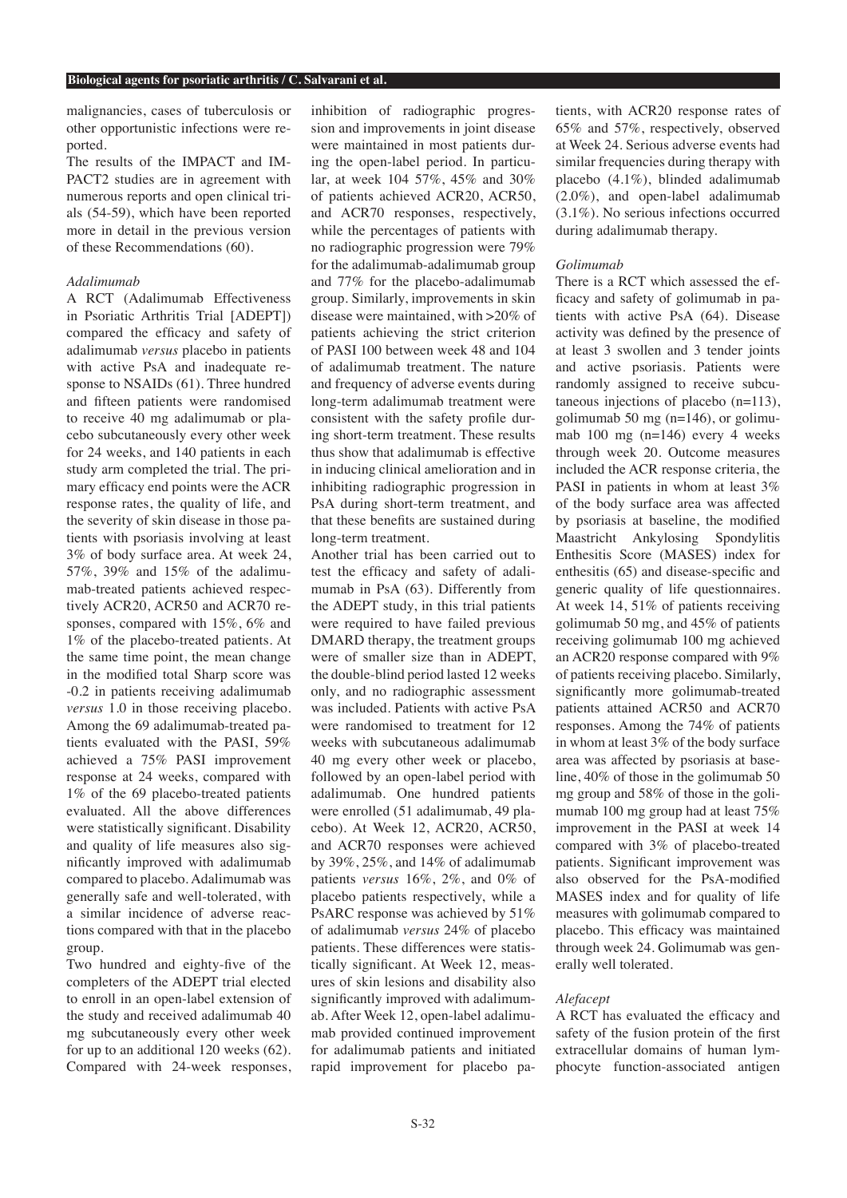malignancies, cases of tuberculosis or other opportunistic infections were reported.

The results of the IMPACT and IMPACT2 studies are in agreement with numerous reports and open clinical trials (54-59), which have been reported more in detail in the previous version of these Recommendations (60).

### *Adalimumab*

A RCT (Adalimumab Effectiveness in Psoriatic Arthritis Trial [ADEPT]) compared the efficacy and safety of adalimumab *versus* placebo in patients with active PsA and inadequate response to NSAIDs (61). Three hundred and fifteen patients were randomised to receive 40 mg adalimumab or placebo subcutaneously every other week for 24 weeks, and 140 patients in each study arm completed the trial. The primary efficacy end points were the ACR response rates, the quality of life, and the severity of skin disease in those patients with psoriasis involving at least 3% of body surface area. At week 24, 57%, 39% and 15% of the adalimumab-treated patients achieved respectively ACR20, ACR50 and ACR70 responses, compared with 15%, 6% and 1% of the placebo-treated patients. At the same time point, the mean change in the modified total Sharp score was -0.2 in patients receiving adalimumab *versus* 1.0 in those receiving placebo. Among the 69 adalimumab-treated patients evaluated with the PASI, 59% achieved a 75% PASI improvement response at 24 weeks, compared with 1% of the 69 placebo-treated patients evaluated. All the above differences were statistically significant. Disability and quality of life measures also significantly improved with adalimumab compared to placebo. Adalimumab was generally safe and well-tolerated, with a similar incidence of adverse reactions compared with that in the placebo group.

Two hundred and eighty-five of the completers of the ADEPT trial elected to enroll in an open-label extension of the study and received adalimumab 40 mg subcutaneously every other week for up to an additional 120 weeks (62). Compared with 24-week responses, inhibition of radiographic progression and improvements in joint disease were maintained in most patients during the open-label period. In particular, at week 104 57%, 45% and 30% of patients achieved ACR20, ACR50, and ACR70 responses, respectively, while the percentages of patients with no radiographic progression were 79% for the adalimumab-adalimumab group and 77% for the placebo-adalimumab group. Similarly, improvements in skin disease were maintained, with >20% of patients achieving the strict criterion of PASI 100 between week 48 and 104 of adalimumab treatment. The nature and frequency of adverse events during long-term adalimumab treatment were consistent with the safety profile during short-term treatment. These results thus show that adalimumab is effective in inducing clinical amelioration and in inhibiting radiographic progression in PsA during short-term treatment, and that these benefits are sustained during long-term treatment.

Another trial has been carried out to test the efficacy and safety of adalimumab in PsA (63). Differently from the ADEPT study, in this trial patients were required to have failed previous DMARD therapy, the treatment groups were of smaller size than in ADEPT, the double-blind period lasted 12 weeks only, and no radiographic assessment was included. Patients with active PsA were randomised to treatment for 12 weeks with subcutaneous adalimumab 40 mg every other week or placebo, followed by an open-label period with adalimumab. One hundred patients were enrolled (51 adalimumab, 49 placebo). At Week 12, ACR20, ACR50, and ACR70 responses were achieved by 39%, 25%, and 14% of adalimumab patients *versus* 16%, 2%, and 0% of placebo patients respectively, while a PsARC response was achieved by 51% of adalimumab *versus* 24% of placebo patients. These differences were statistically significant. At Week 12, measures of skin lesions and disability also significantly improved with adalimumab. After Week 12, open-label adalimumab provided continued improvement for adalimumab patients and initiated rapid improvement for placebo patients, with ACR20 response rates of 65% and 57%, respectively, observed at Week 24. Serious adverse events had similar frequencies during therapy with placebo (4.1%), blinded adalimumab (2.0%), and open-label adalimumab (3.1%). No serious infections occurred during adalimumab therapy.

### *Golimumab*

There is a RCT which assessed the efficacy and safety of golimumab in patients with active PsA (64). Disease activity was defined by the presence of at least 3 swollen and 3 tender joints and active psoriasis. Patients were randomly assigned to receive subcutaneous injections of placebo (n=113), golimumab 50 mg (n=146), or golimumab 100 mg (n=146) every 4 weeks through week 20. Outcome measures included the ACR response criteria, the PASI in patients in whom at least 3% of the body surface area was affected by psoriasis at baseline, the modified Maastricht Ankylosing Spondylitis Enthesitis Score (MASES) index for enthesitis (65) and disease-specific and generic quality of life questionnaires. At week 14, 51% of patients receiving golimumab 50 mg, and 45% of patients receiving golimumab 100 mg achieved an ACR20 response compared with 9% of patients receiving placebo. Similarly, significantly more golimumab-treated patients attained ACR50 and ACR70 responses. Among the 74% of patients in whom at least 3% of the body surface area was affected by psoriasis at baseline, 40% of those in the golimumab 50 mg group and 58% of those in the golimumab 100 mg group had at least 75% improvement in the PASI at week 14 compared with 3% of placebo-treated patients. Significant improvement was also observed for the PsA-modified MASES index and for quality of life measures with golimumab compared to placebo. This efficacy was maintained through week 24. Golimumab was generally well tolerated.

### *Alefacept*

A RCT has evaluated the efficacy and safety of the fusion protein of the first extracellular domains of human lymphocyte function-associated antigen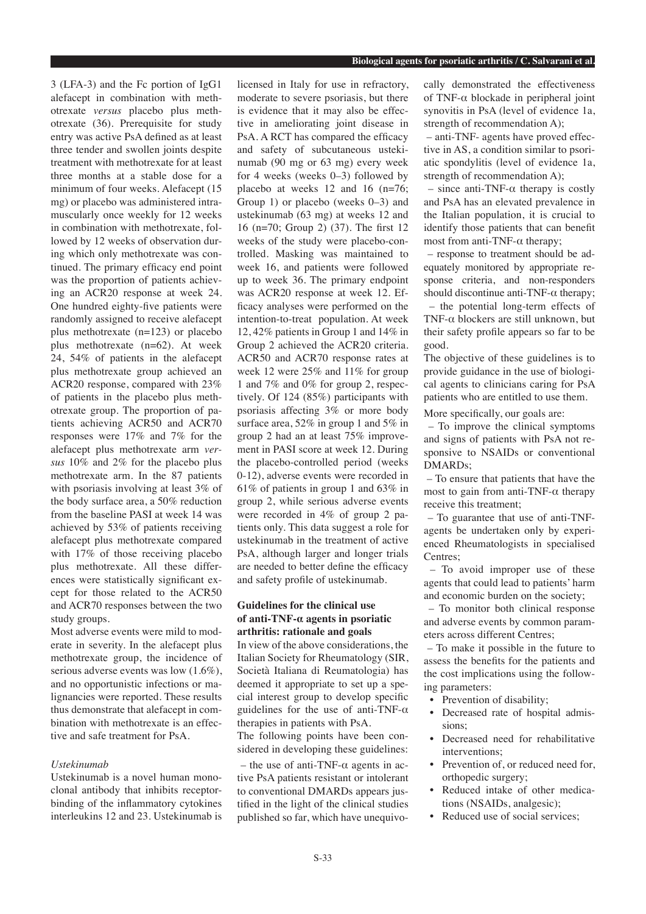3 (LFA-3) and the Fc portion of IgG1 alefacept in combination with methotrexate *versus* placebo plus methotrexate (36). Prerequisite for study entry was active PsA defined as at least three tender and swollen joints despite treatment with methotrexate for at least three months at a stable dose for a minimum of four weeks. Alefacept (15 mg) or placebo was administered intramuscularly once weekly for 12 weeks in combination with methotrexate, followed by 12 weeks of observation during which only methotrexate was continued. The primary efficacy end point was the proportion of patients achieving an ACR20 response at week 24. One hundred eighty-five patients were randomly assigned to receive alefacept plus methotrexate (n=123) or placebo plus methotrexate (n=62). At week 24, 54% of patients in the alefacept plus methotrexate group achieved an ACR20 response, compared with 23% of patients in the placebo plus methotrexate group. The proportion of patients achieving ACR50 and ACR70 responses were 17% and 7% for the alefacept plus methotrexate arm *versus* 10% and 2% for the placebo plus methotrexate arm. In the 87 patients with psoriasis involving at least 3% of the body surface area, a 50% reduction from the baseline PASI at week 14 was achieved by 53% of patients receiving alefacept plus methotrexate compared with 17% of those receiving placebo plus methotrexate. All these differences were statistically significant except for those related to the ACR50 and ACR70 responses between the two study groups.

Most adverse events were mild to moderate in severity. In the alefacept plus methotrexate group, the incidence of serious adverse events was low (1.6%), and no opportunistic infections or malignancies were reported. These results thus demonstrate that alefacept in combination with methotrexate is an effective and safe treatment for PsA.

*Ustekinumab*

Ustekinumab is a novel human monoclonal antibody that inhibits receptorbinding of the inflammatory cytokines interleukins 12 and 23. Ustekinumab is licensed in Italy for use in refractory, moderate to severe psoriasis, but there is evidence that it may also be effective in ameliorating joint disease in PsA. A RCT has compared the efficacy and safety of subcutaneous ustekinumab (90 mg or 63 mg) every week for 4 weeks (weeks 0–3) followed by placebo at weeks 12 and 16 (n=76; Group 1) or placebo (weeks 0–3) and ustekinumab (63 mg) at weeks 12 and 16 (n=70; Group 2) (37). The first 12 weeks of the study were placebo-controlled. Masking was maintained to week 16, and patients were followed up to week 36. The primary endpoint was ACR20 response at week 12. Efficacy analyses were performed on the intention-to-treat population. At week 12, 42% patients in Group 1 and 14% in Group 2 achieved the ACR20 criteria. ACR50 and ACR70 response rates at week 12 were 25% and 11% for group 1 and 7% and 0% for group 2, respectively. Of 124 (85%) participants with psoriasis affecting 3% or more body surface area, 52% in group 1 and 5% in group 2 had an at least 75% improvement in PASI score at week 12. During the placebo-controlled period (weeks 0-12), adverse events were recorded in 61% of patients in group 1 and 63% in group 2, while serious adverse events were recorded in 4% of group 2 patients only. This data suggest a role for ustekinumab in the treatment of active PsA, although larger and longer trials are needed to better define the efficacy and safety profile of ustekinumab.

### Guidelines for the clinical use of anti-TNF-α agents in psoriatic arthritis: rationale and goals

In view of the above considerations, the Italian Society for Rheumatology (SIR, Società Italiana di Reumatologia) has deemed it appropriate to set up a special interest group to develop specific guidelines for the use of anti-TNF-α therapies in patients with PsA.

The following points have been considered in developing these guidelines:

– the use of anti-TNF-α agents in active PsA patients resistant or intolerant to conventional DMARDs appears justified in the light of the clinical studies published so far, which have unequivocally demonstrated the effectiveness of TNF-α blockade in peripheral joint synovitis in PsA (level of evidence 1a, strength of recommendation A);

– anti-TNF- agents have proved effective in AS, a condition similar to psoriatic spondylitis (level of evidence 1a, strength of recommendation A);

– since anti-TNF-α therapy is costly and PsA has an elevated prevalence in the Italian population, it is crucial to identify those patients that can benefit most from anti-TNF-α therapy;

– response to treatment should be adequately monitored by appropriate response criteria, and non-responders should discontinue anti-TNF-α therapy;

– the potential long-term effects of TNF-α blockers are still unknown, but their safety profile appears so far to be good.

The objective of these guidelines is to provide guidance in the use of biological agents to clinicians caring for PsA patients who are entitled to use them.

More specifically, our goals are:

– To improve the clinical symptoms and signs of patients with PsA not responsive to NSAIDs or conventional DMARDs;

– To ensure that patients that have the most to gain from anti-TNF-α therapy receive this treatment;

– To guarantee that use of anti-TNF-agents be undertaken only by experienced Rheumatologists in specialised Centres;

– To avoid improper use of these agents that could lead to patients' harm and economic burden on the society;

– To monitor both clinical response and adverse events by common parameters across different Centres;

– To make it possible in the future to assess the benefits for the patients and the cost implications using the following parameters:

- Prevention of disability;
- Decreased rate of hospital admissions;
- Decreased need for rehabilitative interventions;
- Prevention of, or reduced need for, orthopedic surgery;
- Reduced intake of other medications (NSAIDs, analgesic);
- Reduced use of social services;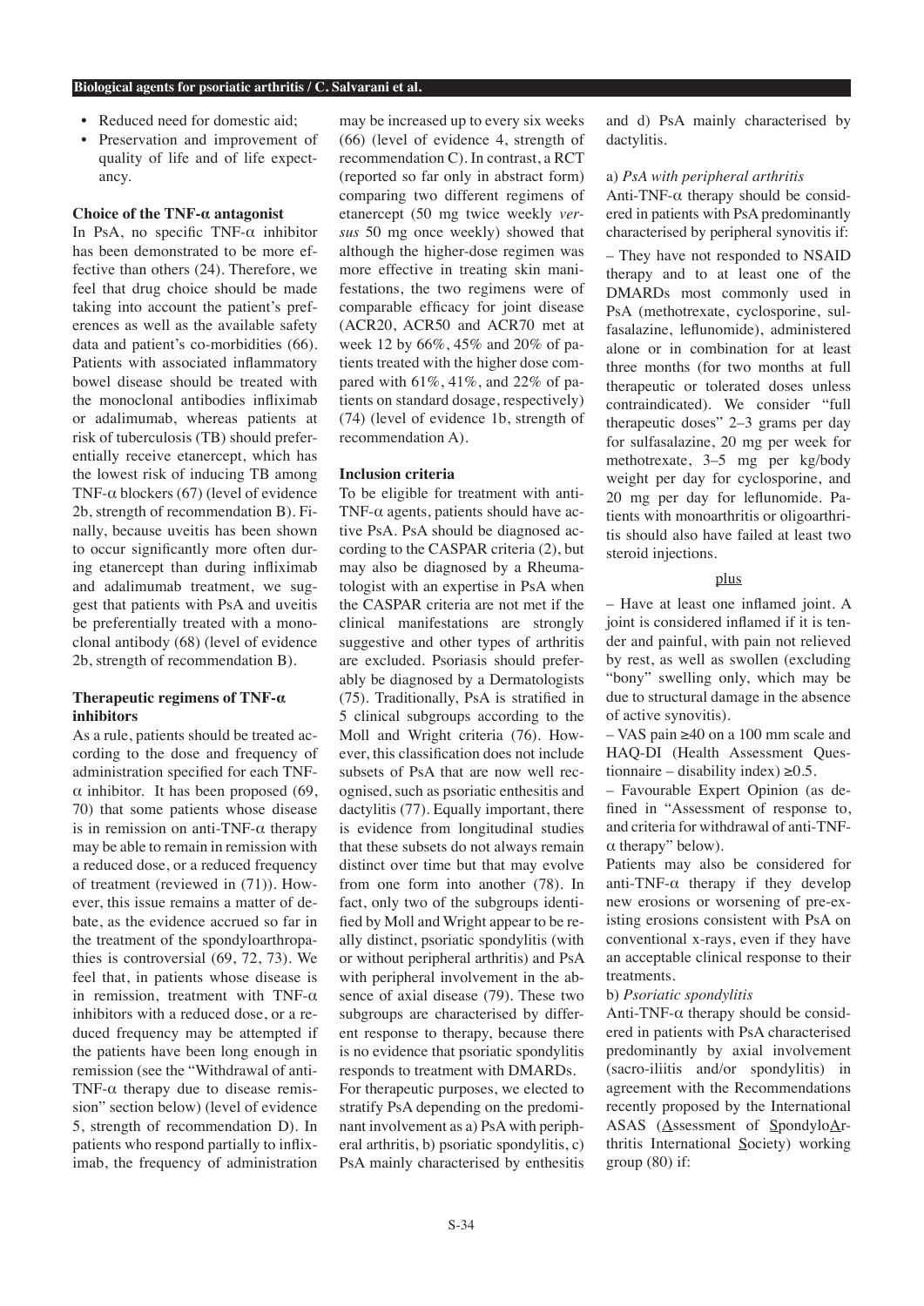- Reduced need for domestic aid;
- Preservation and improvement of quality of life and of life expectancy.

**Choice of the TNF-α antagonist**

In PsA, no specific TNF-α inhibitor has been demonstrated to be more effective than others (24). Therefore, we feel that drug choice should be made taking into account the patient's preferences as well as the available safety data and patient's co-morbidities (66). Patients with associated inflammatory bowel disease should be treated with the monoclonal antibodies infliximab or adalimumab, whereas patients at risk of tuberculosis (TB) should preferentially receive etanercept, which has the lowest risk of inducing TB among TNF-α blockers (67) (level of evidence 2b, strength of recommendation B). Finally, because uveitis has been shown to occur significantly more often during etanercept than during infliximab and adalimumab treatment, we suggest that patients with PsA and uveitis be preferentially treated with a monoclonal antibody (68) (level of evidence 2b, strength of recommendation B).

**Therapeutic regimens of TNF-α inhibitors**

As a rule, patients should be treated according to the dose and frequency of administration specified for each TNF-α inhibitor. It has been proposed (69, 70) that some patients whose disease is in remission on anti-TNF-α therapy may be able to remain in remission with a reduced dose, or a reduced frequency of treatment (reviewed in (71)). However, this issue remains a matter of debate, as the evidence accrued so far in the treatment of the spondyloarthropathies is controversial (69, 72, 73). We feel that, in patients whose disease is in remission, treatment with TNF-α inhibitors with a reduced dose, or a reduced frequency may be attempted if the patients have been long enough in remission (see the "Withdrawal of anti-TNF-α therapy due to disease remission" section below) (level of evidence 5, strength of recommendation D). In patients who respond partially to infliximab, the frequency of administration may be increased up to every six weeks (66) (level of evidence 4, strength of recommendation C). In contrast, a RCT (reported so far only in abstract form) comparing two different regimens of etanercept (50 mg twice weekly *versus* 50 mg once weekly) showed that although the higher-dose regimen was more effective in treating skin manifestations, the two regimens were of comparable efficacy for joint disease (ACR20, ACR50 and ACR70 met at week 12 by 66%, 45% and 20% of patients treated with the higher dose compared with 61%, 41%, and 22% of patients on standard dosage, respectively) (74) (level of evidence 1b, strength of recommendation A).

**Inclusion criteria**

To be eligible for treatment with anti-TNF-α agents, patients should have active PsA. PsA should be diagnosed according to the CASPAR criteria (2), but may also be diagnosed by a Rheumatologist with an expertise in PsA when the CASPAR criteria are not met if the clinical manifestations are strongly suggestive and other types of arthritis are excluded. Psoriasis should preferably be diagnosed by a Dermatologists (75). Traditionally, PsA is stratified in 5 clinical subgroups according to the Moll and Wright criteria (76). However, this classification does not include subsets of PsA that are now well recognised, such as psoriatic enthesitis and dactylitis (77). Equally important, there is evidence from longitudinal studies that these subsets do not always remain distinct over time but that may evolve from one form into another (78). In fact, only two of the subgroups identified by Moll and Wright appear to be really distinct, psoriatic spondylitis (with or without peripheral arthritis) and PsA with peripheral involvement in the absence of axial disease (79). These two subgroups are characterised by different response to therapy, because there is no evidence that psoriatic spondylitis responds to treatment with DMARDs.

For therapeutic purposes, we elected to stratify PsA depending on the predominant involvement as a) PsA with peripheral arthritis, b) psoriatic spondylitis, c) PsA mainly characterised by enthesitis and d) PsA mainly characterised by dactylitis.

a) *PsA with peripheral arthritis*

Anti-TNF-α therapy should be considered in patients with PsA predominantly characterised by peripheral synovitis if:

– They have not responded to NSAID therapy and to at least one of the DMARDs most commonly used in PsA (methotrexate, cyclosporine, sulfasalazine, leflunomide), administered alone or in combination for at least three months (for two months at full therapeutic or tolerated doses unless contraindicated). We consider "full therapeutic doses" 2–3 grams per day for sulfasalazine, 20 mg per week for methotrexate, 3–5 mg per kg/body weight per day for cyclosporine, and 20 mg per day for leflunomide. Patients with monoarthritis or oligoarthritis should also have failed at least two steroid injections.

<u>plus</u>

– Have at least one inflamed joint. A joint is considered inflamed if it is tender and painful, with pain not relieved by rest, as well as swollen (excluding "bony" swelling only, which may be due to structural damage in the absence of active synovitis).

– VAS pain ≥40 on a 100 mm scale and HAQ-DI (Health Assessment Questionnaire – disability index) ≥0.5.

– Favourable Expert Opinion (as defined in "Assessment of response to, and criteria for withdrawal of anti-TNF-α therapy" below).

Patients may also be considered for anti-TNF-α therapy if they develop new erosions or worsening of pre-existing erosions consistent with PsA on conventional x-rays, even if they have an acceptable clinical response to their treatments.

b) *Psoriatic spondylitis*

Anti-TNF-α therapy should be considered in patients with PsA characterised predominantly by axial involvement (sacro-iliitis and/or spondylitis) in agreement with the Recommendations recently proposed by the International ASAS (<u>A</u>ssessment of <u>S</u>pondylo<u>A</u>rthritis International <u>S</u>ociety) working group (80) if: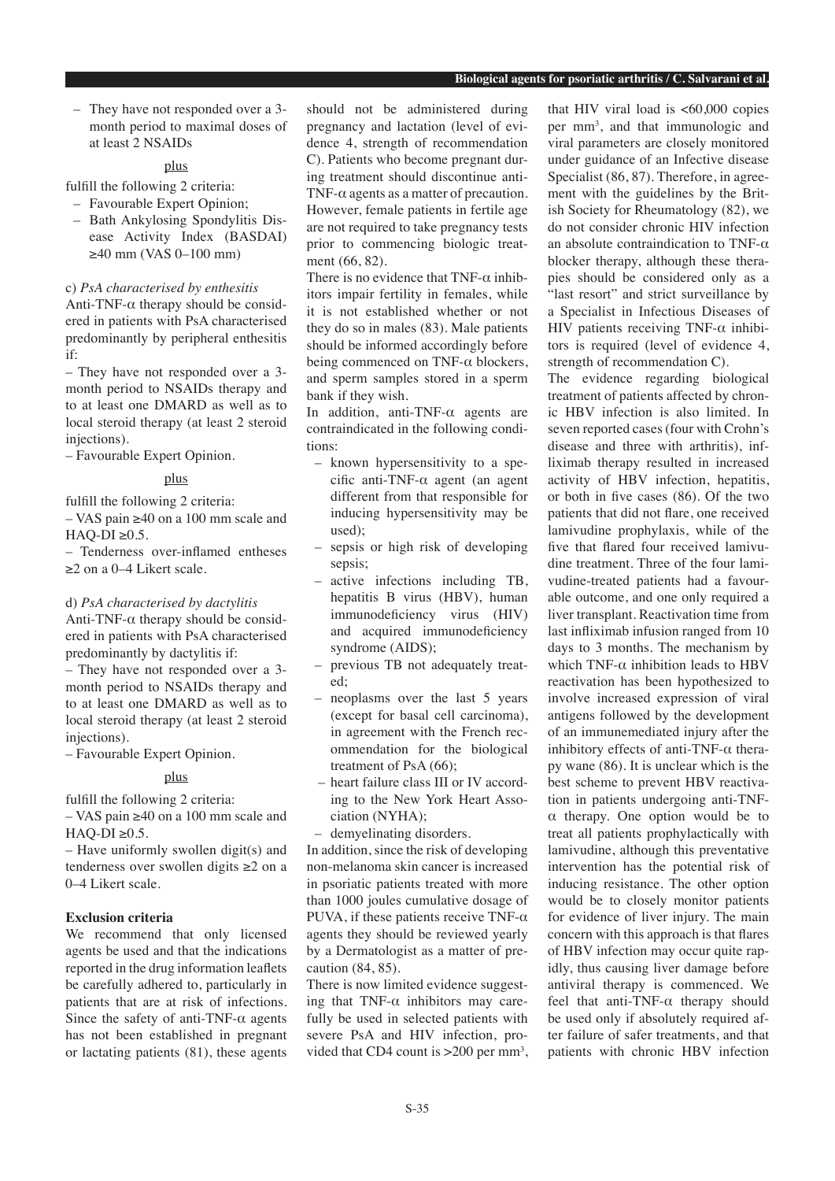– They have not responded over a 3-month period to maximal doses of at least 2 NSAIDs

plus

fulfill the following 2 criteria:

– Favourable Expert Opinion;
– Bath Ankylosing Spondylitis Disease Activity Index (BASDAI) ≥40 mm (VAS 0–100 mm)

c) *PsA characterised by enthesitis*

Anti-TNF-α therapy should be considered in patients with PsA characterised predominantly by peripheral enthesitis if:

– They have not responded over a 3-month period to NSAIDs therapy and to at least one DMARD as well as to local steroid therapy (at least 2 steroid injections).

– Favourable Expert Opinion.

plus

fulfill the following 2 criteria:

– VAS pain ≥40 on a 100 mm scale and HAQ-DI ≥0.5.

– Tenderness over-inflamed entheses ≥2 on a 0–4 Likert scale.

d) *PsA characterised by dactylitis*

Anti-TNF-α therapy should be considered in patients with PsA characterised predominantly by dactylitis if:

– They have not responded over a 3-month period to NSAIDs therapy and to at least one DMARD as well as to local steroid therapy (at least 2 steroid injections).

– Favourable Expert Opinion.

plus

fulfill the following 2 criteria:

– VAS pain ≥40 on a 100 mm scale and HAQ-DI ≥0.5.

– Have uniformly swollen digit(s) and tenderness over swollen digits ≥2 on a 0–4 Likert scale.

**Exclusion criteria**

We recommend that only licensed agents be used and that the indications reported in the drug information leaflets be carefully adhered to, particularly in patients that are at risk of infections. Since the safety of anti-TNF-α agents has not been established in pregnant or lactating patients (81), these agents should not be administered during pregnancy and lactation (level of evidence 4, strength of recommendation C). Patients who become pregnant during treatment should discontinue anti-TNF-α agents as a matter of precaution. However, female patients in fertile age are not required to take pregnancy tests prior to commencing biologic treatment (66, 82).

There is no evidence that TNF-α inhibitors impair fertility in females, while it is not established whether or not they do so in males (83). Male patients should be informed accordingly before being commenced on TNF-α blockers, and sperm samples stored in a sperm bank if they wish.

In addition, anti-TNF-α agents are contraindicated in the following conditions:

– known hypersensitivity to a specific anti-TNF-α agent (an agent different from that responsible for inducing hypersensitivity may be used);
– sepsis or high risk of developing sepsis;
– active infections including TB, hepatitis B virus (HBV), human immunodeficiency virus (HIV) and acquired immunodeficiency syndrome (AIDS);
– previous TB not adequately treated;
– neoplasms over the last 5 years (except for basal cell carcinoma), in agreement with the French recommendation for the biological treatment of PsA (66);
– heart failure class III or IV according to the New York Heart Association (NYHA);
– demyelinating disorders.

In addition, since the risk of developing non-melanoma skin cancer is increased in psoriatic patients treated with more than 1000 joules cumulative dosage of PUVA, if these patients receive TNF-α agents they should be reviewed yearly by a Dermatologist as a matter of precaution (84, 85).

There is now limited evidence suggesting that TNF-α inhibitors may carefully be used in selected patients with severe PsA and HIV infection, provided that CD4 count is >200 per $mm^3$, that HIV viral load is <60,000 copies per $mm^3$, and that immunologic and viral parameters are closely monitored under guidance of an Infective disease Specialist (86, 87). Therefore, in agreement with the guidelines by the British Society for Rheumatology (82), we do not consider chronic HIV infection an absolute contraindication to TNF-α blocker therapy, although these therapies should be considered only as a "last resort" and strict surveillance by a Specialist in Infectious Diseases of HIV patients receiving TNF-α inhibitors is required (level of evidence 4, strength of recommendation C).

The evidence regarding biological treatment of patients affected by chronic HBV infection is also limited. In seven reported cases (four with Crohn's disease and three with arthritis), infliximab therapy resulted in increased activity of HBV infection, hepatitis, or both in five cases (86). Of the two patients that did not flare, one received lamivudine prophylaxis, while of the five that flared four received lamivudine treatment. Three of the four lamivudine-treated patients had a favourable outcome, and one only required a liver transplant. Reactivation time from last infliximab infusion ranged from 10 days to 3 months. The mechanism by which TNF-α inhibition leads to HBV reactivation has been hypothesized to involve increased expression of viral antigens followed by the development of an immunemediated injury after the inhibitory effects of anti-TNF-α therapy wane (86). It is unclear which is the best scheme to prevent HBV reactivation in patients undergoing anti-TNF-α therapy. One option would be to treat all patients prophylactically with lamivudine, although this preventative intervention has the potential risk of inducing resistance. The other option would be to closely monitor patients for evidence of liver injury. The main concern with this approach is that flares of HBV infection may occur quite rapidly, thus causing liver damage before antiviral therapy is commenced. We feel that anti-TNF-α therapy should be used only if absolutely required after failure of safer treatments, and that patients with chronic HBV infection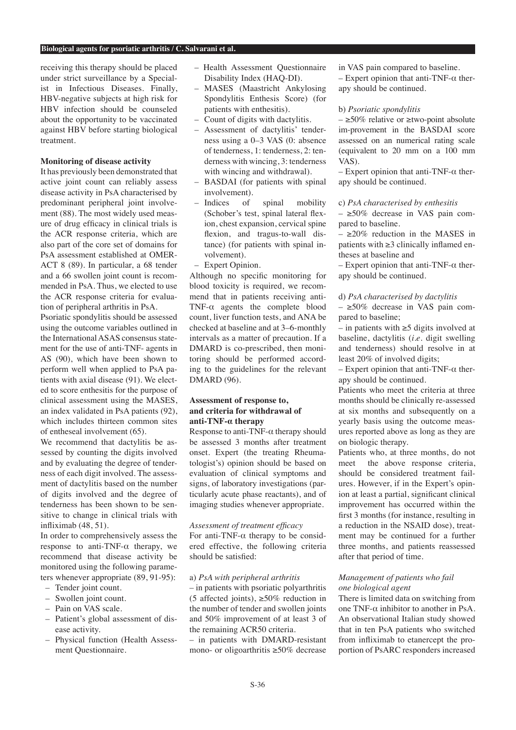receiving this therapy should be placed under strict surveillance by a Specialist in Infectious Diseases. Finally, HBV-negative subjects at high risk for HBV infection should be counseled about the opportunity to be vaccinated against HBV before starting biological treatment.

**Monitoring of disease activity**

It has previously been demonstrated that active joint count can reliably assess disease activity in PsA characterised by predominant peripheral joint involvement (88). The most widely used measure of drug efficacy in clinical trials is the ACR response criteria, which are also part of the core set of domains for PsA assessment established at OMERACT 8 (89). In particular, a 68 tender and a 66 swollen joint count is recommended in PsA. Thus, we elected to use the ACR response criteria for evaluation of peripheral arthritis in PsA.

Psoriatic spondylitis should be assessed using the outcome variables outlined in the International ASAS consensus statement for the use of anti-TNF- agents in AS (90), which have been shown to perform well when applied to PsA patients with axial disease (91). We elected to score enthesitis for the purpose of clinical assessment using the MASES, an index validated in PsA patients (92), which includes thirteen common sites of entheseal involvement (65).

We recommend that dactylitis be assessed by counting the digits involved and by evaluating the degree of tenderness of each digit involved. The assessment of dactylitis based on the number of digits involved and the degree of tenderness has been shown to be sensitive to change in clinical trials with infliximab (48, 51).

In order to comprehensively assess the response to anti-TNF-α therapy, we recommend that disease activity be monitored using the following parameters whenever appropriate (89, 91-95):

- Tender joint count.
- Swollen joint count.
- Pain on VAS scale.
- Patient's global assessment of disease activity.
- Physical function (Health Assessment Questionnaire.
- Health Assessment Questionnaire Disability Index (HAQ-DI).
- MASES (Maastricht Ankylosing Spondylitis Enthesis Score) (for patients with enthesitis).
- Count of digits with dactylitis.
- Assessment of dactylitis' tenderness using a 0–3 VAS (0: absence of tenderness, 1: tenderness, 2: tenderness with wincing, 3: tenderness with wincing and withdrawal).
- BASDAI (for patients with spinal involvement).
- Indices of spinal mobility (Schober's test, spinal lateral flexion, chest expansion, cervical spine flexion, and tragus-to-wall distance) (for patients with spinal involvement).
- Expert Opinion.

Although no specific monitoring for blood toxicity is required, we recommend that in patients receiving anti-TNF-α agents the complete blood count, liver function tests, and ANA be checked at baseline and at 3–6-monthly intervals as a matter of precaution. If a DMARD is co-prescribed, then monitoring should be performed according to the guidelines for the relevant DMARD (96).

**Assessment of response to, and criteria for withdrawal of anti-TNF-α therapy**

Response to anti-TNF-α therapy should be assessed 3 months after treatment onset. Expert (the treating Rheumatologist's) opinion should be based on evaluation of clinical symptoms and signs, of laboratory investigations (particularly acute phase reactants), and of imaging studies whenever appropriate.

*Assessment of treatment efficacy*

For anti-TNF-α therapy to be considered effective, the following criteria should be satisfied:

a) *PsA with peripheral arthritis*

– in patients with psoriatic polyarthritis (5 affected joints), ≥50% reduction in the number of tender and swollen joints and 50% improvement of at least 3 of the remaining ACR50 criteria.

– in patients with DMARD-resistant mono- or oligoarthritis ≥50% decrease in VAS pain compared to baseline.

– Expert opinion that anti-TNF-α therapy should be continued.

b) *Psoriatic spondylitis*

– ≥50% relative or ≥two-point absolute im-provement in the BASDAI score assessed on an numerical rating scale (equivalent to 20 mm on a 100 mm VAS).

– Expert opinion that anti-TNF-α therapy should be continued.

c) *PsA characterised by enthesitis*

– ≥50% decrease in VAS pain compared to baseline.

– ≥20% reduction in the MASES in patients with ≥3 clinically inflamed entheses at baseline and

– Expert opinion that anti-TNF-α therapy should be continued.

d) *PsA characterised by dactylitis*

– ≥50% decrease in VAS pain compared to baseline;

– in patients with ≥5 digits involved at baseline, dactylitis (*i.e.* digit swelling and tenderness) should resolve in at least 20% of involved digits;

– Expert opinion that anti-TNF-α therapy should be continued.

Patients who meet the criteria at three months should be clinically re-assessed at six months and subsequently on a yearly basis using the outcome measures reported above as long as they are on biologic therapy.

Patients who, at three months, do not meet the above response criteria, should be considered treatment failures. However, if in the Expert's opinion at least a partial, significant clinical improvement has occurred within the first 3 months (for instance, resulting in a reduction in the NSAID dose), treatment may be continued for a further three months, and patients reassessed after that period of time.

*Management of patients who fail one biological agent*

There is limited data on switching from one TNF-α inhibitor to another in PsA. An observational Italian study showed that in ten PsA patients who switched from infliximab to etanercept the proportion of PsARC responders increased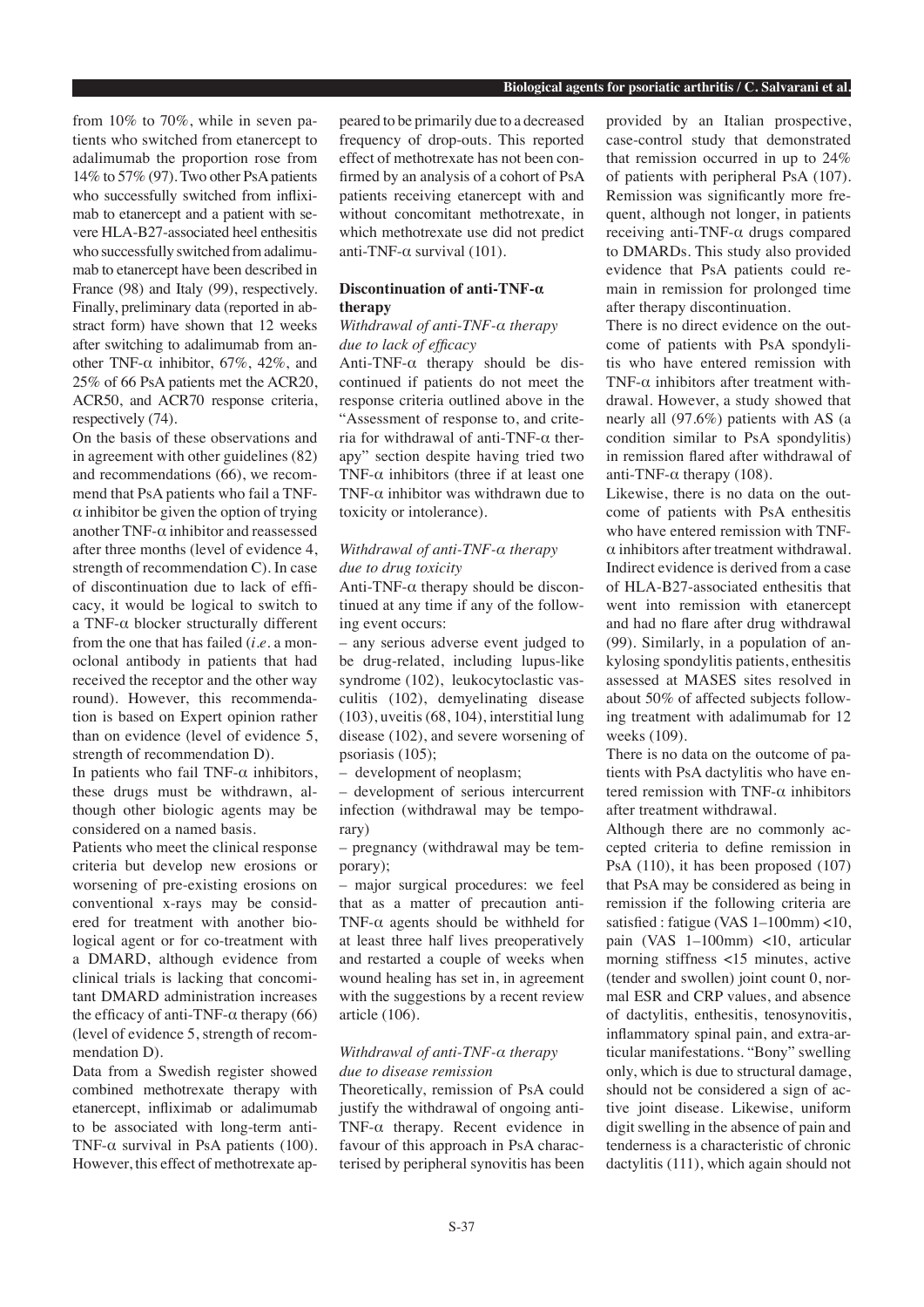from 10% to 70%, while in seven patients who switched from etanercept to adalimumab the proportion rose from 14% to 57% (97). Two other PsA patients who successfully switched from infliximab to etanercept and a patient with severe HLA-B27-associated heel enthesitis who successfully switched from adalimumab to etanercept have been described in France (98) and Italy (99), respectively. Finally, preliminary data (reported in abstract form) have shown that 12 weeks after switching to adalimumab from another TNF-α inhibitor, 67%, 42%, and 25% of 66 PsA patients met the ACR20, ACR50, and ACR70 response criteria, respectively (74).

On the basis of these observations and in agreement with other guidelines (82) and recommendations (66), we recommend that PsA patients who fail a TNF-α inhibitor be given the option of trying another TNF-α inhibitor and reassessed after three months (level of evidence 4, strength of recommendation C). In case of discontinuation due to lack of efficacy, it would be logical to switch to a TNF-α blocker structurally different from the one that has failed (*i.e.* a monoclonal antibody in patients that had received the receptor and the other way round). However, this recommendation is based on Expert opinion rather than on evidence (level of evidence 5, strength of recommendation D).

In patients who fail TNF-α inhibitors, these drugs must be withdrawn, although other biologic agents may be considered on a named basis.

Patients who meet the clinical response criteria but develop new erosions or worsening of pre-existing erosions on conventional x-rays may be considered for treatment with another biological agent or for co-treatment with a DMARD, although evidence from clinical trials is lacking that concomitant DMARD administration increases the efficacy of anti-TNF-α therapy (66) (level of evidence 5, strength of recommendation D).

Data from a Swedish register showed combined methotrexate therapy with etanercept, infliximab or adalimumab to be associated with long-term anti-TNF-α survival in PsA patients (100). However, this effect of methotrexate appeared to be primarily due to a decreased frequency of drop-outs. This reported effect of methotrexate has not been confirmed by an analysis of a cohort of PsA patients receiving etanercept with and without concomitant methotrexate, in which methotrexate use did not predict anti-TNF-α survival (101).

### Discontinuation of anti-TNF-α therapy

#### *Withdrawal of anti-TNF-α therapy due to lack of efficacy*

Anti-TNF-α therapy should be discontinued if patients do not meet the response criteria outlined above in the "Assessment of response to, and criteria for withdrawal of anti-TNF-α therapy" section despite having tried two TNF-α inhibitors (three if at least one TNF-α inhibitor was withdrawn due to toxicity or intolerance).

#### *Withdrawal of anti-TNF-α therapy due to drug toxicity*

Anti-TNF-α therapy should be discontinued at any time if any of the following event occurs:

– any serious adverse event judged to be drug-related, including lupus-like syndrome (102), leukocytoclastic vasculitis (102), demyelinating disease (103), uveitis (68, 104), interstitial lung disease (102), and severe worsening of psoriasis (105);

– development of neoplasm;

– development of serious intercurrent infection (withdrawal may be temporary)

– pregnancy (withdrawal may be temporary);

– major surgical procedures: we feel that as a matter of precaution anti-TNF-α agents should be withheld for at least three half lives preoperatively and restarted a couple of weeks when wound healing has set in, in agreement with the suggestions by a recent review article (106).

#### *Withdrawal of anti-TNF-α therapy due to disease remission*

Theoretically, remission of PsA could justify the withdrawal of ongoing anti-TNF-α therapy. Recent evidence in favour of this approach in PsA characterised by peripheral synovitis has been provided by an Italian prospective, case-control study that demonstrated that remission occurred in up to 24% of patients with peripheral PsA (107). Remission was significantly more frequent, although not longer, in patients receiving anti-TNF-α drugs compared to DMARDs. This study also provided evidence that PsA patients could remain in remission for prolonged time after therapy discontinuation.

There is no direct evidence on the outcome of patients with PsA spondylitis who have entered remission with TNF-α inhibitors after treatment withdrawal. However, a study showed that nearly all (97.6%) patients with AS (a condition similar to PsA spondylitis) in remission flared after withdrawal of anti-TNF-α therapy (108).

Likewise, there is no data on the outcome of patients with PsA enthesitis who have entered remission with TNF-α inhibitors after treatment withdrawal. Indirect evidence is derived from a case of HLA-B27-associated enthesitis that went into remission with etanercept and had no flare after drug withdrawal (99). Similarly, in a population of ankylosing spondylitis patients, enthesitis assessed at MASES sites resolved in about 50% of affected subjects following treatment with adalimumab for 12 weeks (109).

There is no data on the outcome of patients with PsA dactylitis who have entered remission with TNF-α inhibitors after treatment withdrawal.

Although there are no commonly accepted criteria to define remission in PsA (110), it has been proposed (107) that PsA may be considered as being in remission if the following criteria are satisfied : fatigue (VAS 1–100mm) <10, pain (VAS 1–100mm) <10, articular morning stiffness <15 minutes, active (tender and swollen) joint count 0, normal ESR and CRP values, and absence of dactylitis, enthesitis, tenosynovitis, inflammatory spinal pain, and extra-articular manifestations. "Bony" swelling only, which is due to structural damage, should not be considered a sign of active joint disease. Likewise, uniform digit swelling in the absence of pain and tenderness is a characteristic of chronic dactylitis (111), which again should not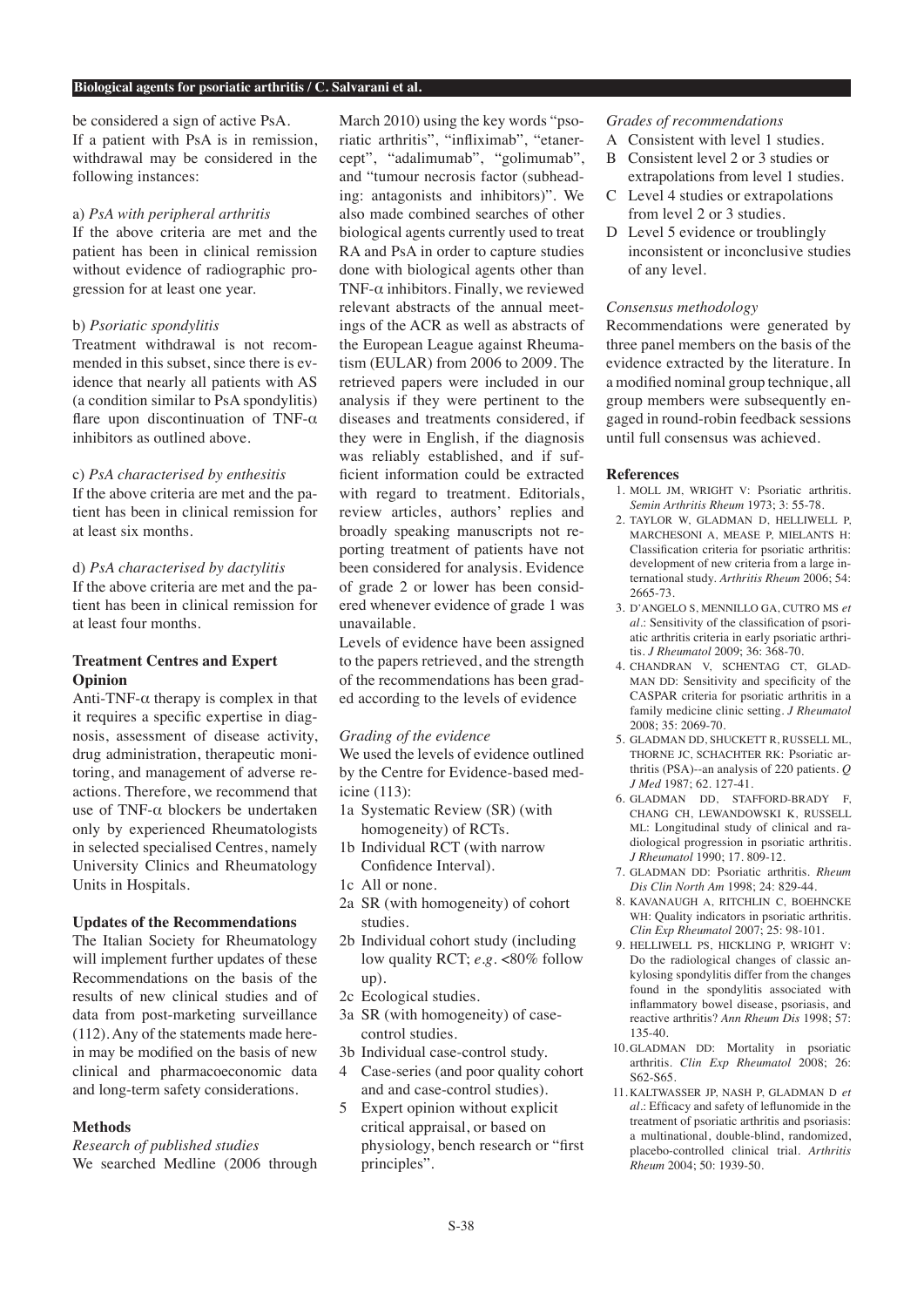be considered a sign of active PsA.

If a patient with PsA is in remission, withdrawal may be considered in the following instances:

a) *PsA with peripheral arthritis*

If the above criteria are met and the patient has been in clinical remission without evidence of radiographic progression for at least one year.

b) *Psoriatic spondylitis*

Treatment withdrawal is not recommended in this subset, since there is evidence that nearly all patients with AS (a condition similar to PsA spondylitis) flare upon discontinuation of TNF-α inhibitors as outlined above.

c) *PsA characterised by enthesitis*

If the above criteria are met and the patient has been in clinical remission for at least six months.

d) *PsA characterised by dactylitis*

If the above criteria are met and the patient has been in clinical remission for at least four months.

## Treatment Centres and Expert Opinion

Anti-TNF-α therapy is complex in that it requires a specific expertise in diagnosis, assessment of disease activity, drug administration, therapeutic monitoring, and management of adverse reactions. Therefore, we recommend that use of TNF-α blockers be undertaken only by experienced Rheumatologists in selected specialised Centres, namely University Clinics and Rheumatology Units in Hospitals.

## Updates of the Recommendations

The Italian Society for Rheumatology will implement further updates of these Recommendations on the basis of the results of new clinical studies and of data from post-marketing surveillance (112). Any of the statements made herein may be modified on the basis of new clinical and pharmacoeconomic data and long-term safety considerations.

## Methods

*Research of published studies*

We searched Medline (2006 through March 2010) using the key words "psoriatic arthritis", "infliximab", "etanercept", "adalimumab", "golimumab", and "tumour necrosis factor (subheading: antagonists and inhibitors)". We also made combined searches of other biological agents currently used to treat RA and PsA in order to capture studies done with biological agents other than TNF-α inhibitors. Finally, we reviewed relevant abstracts of the annual meetings of the ACR as well as abstracts of the European League against Rheumatism (EULAR) from 2006 to 2009. The retrieved papers were included in our analysis if they were pertinent to the diseases and treatments considered, if they were in English, if the diagnosis was reliably established, and if sufficient information could be extracted with regard to treatment. Editorials, review articles, authors' replies and broadly speaking manuscripts not reporting treatment of patients have not been considered for analysis. Evidence of grade 2 or lower has been considered whenever evidence of grade 1 was unavailable.

Levels of evidence have been assigned to the papers retrieved, and the strength of the recommendations has been graded according to the levels of evidence

*Grading of the evidence*

We used the levels of evidence outlined by the Centre for Evidence-based medicine (113):

- 1a Systematic Review (SR) (with homogeneity) of RCTs.
- 1b Individual RCT (with narrow Confidence Interval).
- 1c All or none.
- 2a SR (with homogeneity) of cohort studies.
- 2b Individual cohort study (including low quality RCT; *e.g.* <80% follow up).
- 2c Ecological studies.
- 3a SR (with homogeneity) of case-control studies.
- 3b Individual case-control study.
- 4 Case-series (and poor quality cohort and and case-control studies).
- 5 Expert opinion without explicit critical appraisal, or based on physiology, bench research or "first principles".

*Grades of recommendations*

- A Consistent with level 1 studies.
- B Consistent level 2 or 3 studies or extrapolations from level 1 studies.
- C Level 4 studies or extrapolations from level 2 or 3 studies.
- D Level 5 evidence or troublingly inconsistent or inconclusive studies of any level.

*Consensus methodology*

Recommendations were generated by three panel members on the basis of the evidence extracted by the literature. In a modified nominal group technique, all group members were subsequently engaged in round-robin feedback sessions until full consensus was achieved.

## References

1. MOLL JM, WRIGHT V: Psoriatic arthritis. *Semin Arthritis Rheum* 1973; 3: 55-78.
2. TAYLOR W, GLADMAN D, HELLIWELL P, MARCHESONI A, MEASE P, MIELANTS H: Classification criteria for psoriatic arthritis: development of new criteria from a large international study. *Arthritis Rheum* 2006; 54: 2665-73.
3. D'ANGELO S, MENNILLO GA, CUTRO MS *et al.*: Sensitivity of the classification of psoriatic arthritis criteria in early psoriatic arthritis. *J Rheumatol* 2009; 36: 368-70.
4. CHANDRAN V, SCHENTAG CT, GLADMAN DD: Sensitivity and specificity of the CASPAR criteria for psoriatic arthritis in a family medicine clinic setting. *J Rheumatol* 2008; 35: 2069-70.
5. GLADMAN DD, SHUCKETT R, RUSSELL ML, THORNE JC, SCHACHTER RK: Psoriatic arthritis (PSA)--an analysis of 220 patients. *Q J Med* 1987; 62. 127-41.
6. GLADMAN DD, STAFFORD-BRADY F, CHANG CH, LEWANDOWSKI K, RUSSELL ML: Longitudinal study of clinical and radiological progression in psoriatic arthritis. *J Rheumatol* 1990; 17. 809-12.
7. GLADMAN DD: Psoriatic arthritis. *Rheum Dis Clin North Am* 1998; 24: 829-44.
8. KAVANAUGH A, RITCHLIN C, BOEHNCKE WH: Quality indicators in psoriatic arthritis. *Clin Exp Rheumatol* 2007; 25: 98-101.
9. HELLIWELL PS, HICKLING P, WRIGHT V: Do the radiological changes of classic ankylosing spondylitis differ from the changes found in the spondylitis associated with inflammatory bowel disease, psoriasis, and reactive arthritis? *Ann Rheum Dis* 1998; 57: 135-40.
10. GLADMAN DD: Mortality in psoriatic arthritis. *Clin Exp Rheumatol* 2008; 26: S62-S65.
11. KALTWASSER JP, NASH P, GLADMAN D *et al.*: Efficacy and safety of leflunomide in the treatment of psoriatic arthritis and psoriasis: a multinational, double-blind, randomized, placebo-controlled clinical trial. *Arthritis Rheum* 2004; 50: 1939-50.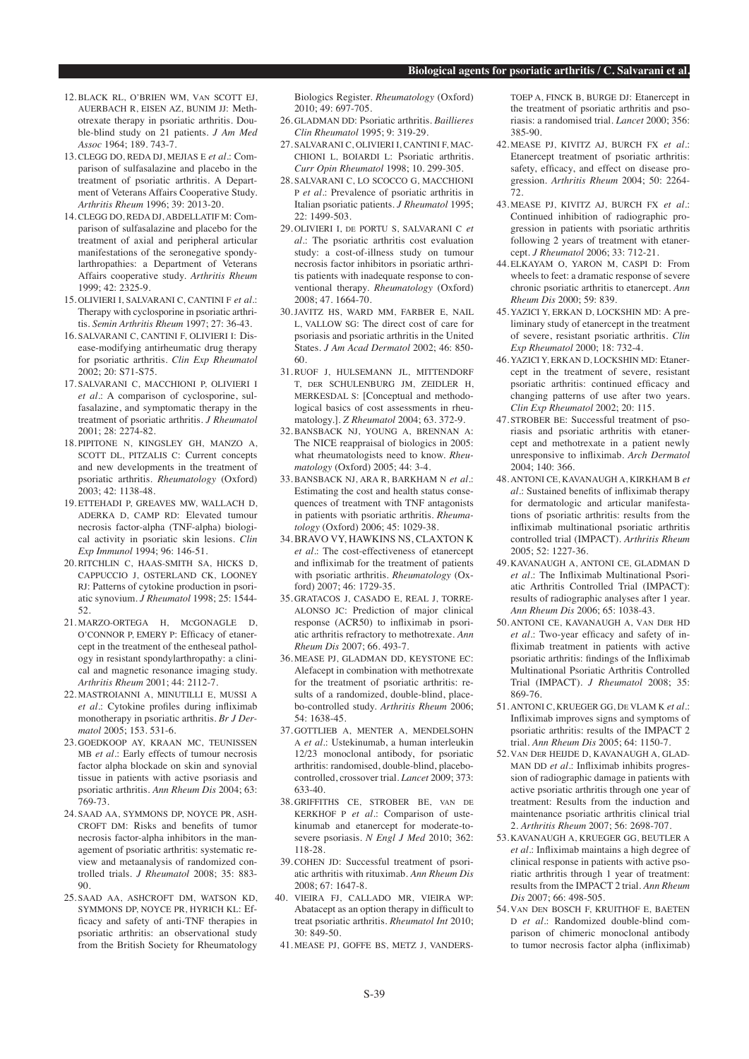12. BLACK RL, O'BRIEN WM, VAN SCOTT EJ, AUERBACH R, EISEN AZ, BUNIM JJ: Methotrexate therapy in psoriatic arthritis. Double-blind study on 21 patients. *J Am Med Assoc* 1964; 189. 743-7.

13. CLEGG DO, REDA DJ, MEJIAS E *et al.*: Comparison of sulfasalazine and placebo in the treatment of psoriatic arthritis. A Department of Veterans Affairs Cooperative Study. *Arthritis Rheum* 1996; 39: 2013-20.

14. CLEGG DO, REDA DJ, ABDELLATIF M: Comparison of sulfasalazine and placebo for the treatment of axial and peripheral articular manifestations of the seronegative spondylarthropathies: a Department of Veterans Affairs cooperative study. *Arthritis Rheum* 1999; 42: 2325-9.

15. OLIVIERI I, SALVARANI C, CANTINI F *et al.*: Therapy with cyclosporine in psoriatic arthritis. *Semin Arthritis Rheum* 1997; 27: 36-43.

16. SALVARANI C, CANTINI F, OLIVIERI I: Disease-modifying antirheumatic drug therapy for psoriatic arthritis. *Clin Exp Rheumatol* 2002; 20: S71-S75.

17. SALVARANI C, MACCHIONI P, OLIVIERI I *et al.*: A comparison of cyclosporine, sulfasalazine, and symptomatic therapy in the treatment of psoriatic arthritis. *J Rheumatol* 2001; 28: 2274-82.

18. PIPITONE N, KINGSLEY GH, MANZO A, SCOTT DL, PITZALIS C: Current concepts and new developments in the treatment of psoriatic arthritis. *Rheumatology* (Oxford) 2003; 42: 1138-48.

19. ETTEHADI P, GREAVES MW, WALLACH D, ADERKA D, CAMP RD: Elevated tumour necrosis factor-alpha (TNF-alpha) biological activity in psoriatic skin lesions. *Clin Exp Immunol* 1994; 96: 146-51.

20. RITCHLIN C, HAAS-SMITH SA, HICKS D, CAPPUCCIO J, OSTERLAND CK, LOONEY RJ: Patterns of cytokine production in psoriatic synovium. *J Rheumatol* 1998; 25: 1544-52.

21. MARZO-ORTEGA H, MCGONAGLE D, O'CONNOR P, EMERY P: Efficacy of etanercept in the treatment of the entheseal pathology in resistant spondylarthropathy: a clinical and magnetic resonance imaging study. *Arthritis Rheum* 2001; 44: 2112-7.

22. MASTROIANNI A, MINUTILLI E, MUSSI A *et al.*: Cytokine profiles during infliximab monotherapy in psoriatic arthritis. *Br J Dermatol* 2005; 153. 531-6.

23. GOEDKOOP AY, KRAAN MC, TEUNISSEN MB *et al.*: Early effects of tumour necrosis factor alpha blockade on skin and synovial tissue in patients with active psoriasis and psoriatic arthritis. *Ann Rheum Dis* 2004; 63: 769-73.

24. SAAD AA, SYMMONS DP, NOYCE PR, ASHCROFT DM: Risks and benefits of tumor necrosis factor-alpha inhibitors in the management of psoriatic arthritis: systematic review and metaanalysis of randomized controlled trials. *J Rheumatol* 2008; 35: 883-90.

25. SAAD AA, ASHCROFT DM, WATSON KD, SYMMONS DP, NOYCE PR, HYRICH KL: Efficacy and safety of anti-TNF therapies in psoriatic arthritis: an observational study from the British Society for Rheumatology Biologics Register. *Rheumatology* (Oxford) 2010; 49: 697-705.

26. GLADMAN DD: Psoriatic arthritis. *Baillieres Clin Rheumatol* 1995; 9: 319-29.

27. SALVARANI C, OLIVIERI I, CANTINI F, MACCHIONI L, BOIARDI L: Psoriatic arthritis. *Curr Opin Rheumatol* 1998; 10. 299-305.

28. SALVARANI C, LO SCOCCO G, MACCHIONI P *et al.*: Prevalence of psoriatic arthritis in Italian psoriatic patients. *J Rheumatol* 1995; 22: 1499-503.

29. OLIVIERI I, DE PORTU S, SALVARANI C *et al.*: The psoriatic arthritis cost evaluation study: a cost-of-illness study on tumour necrosis factor inhibitors in psoriatic arthritis patients with inadequate response to conventional therapy. *Rheumatology* (Oxford) 2008; 47. 1664-70.

30. JAVITZ HS, WARD MM, FARBER E, NAIL L, VALLOW SG: The direct cost of care for psoriasis and psoriatic arthritis in the United States. *J Am Acad Dermatol* 2002; 46: 850-60.

31. RUOF J, HULSEMANN JL, MITTENDORF T, DER SCHULENBURG JM, ZEIDLER H, MERKESDAL S: [Conceptual and methodological basics of cost assessments in rheumatology.]. *Z Rheumatol* 2004; 63. 372-9.

32. BANSBACK NJ, YOUNG A, BRENNAN A: The NICE reappraisal of biologics in 2005: what rheumatologists need to know. *Rheumatology* (Oxford) 2005; 44: 3-4.

33. BANSBACK NJ, ARA R, BARKHAM N *et al.*: Estimating the cost and health status consequences of treatment with TNF antagonists in patients with psoriatic arthritis. *Rheumatology* (Oxford) 2006; 45: 1029-38.

34. BRAVO VY, HAWKINS NS, CLAXTON K *et al.*: The cost-effectiveness of etanercept and infliximab for the treatment of patients with psoriatic arthritis. *Rheumatology* (Oxford) 2007; 46: 1729-35.

35. GRATACOS J, CASADO E, REAL J, TORRE-ALONSO JC: Prediction of major clinical response (ACR50) to infliximab in psoriatic arthritis refractory to methotrexate. *Ann Rheum Dis* 2007; 66. 493-7.

36. MEASE PJ, GLADMAN DD, KEYSTONE EC: Alefacept in combination with methotrexate for the treatment of psoriatic arthritis: results of a randomized, double-blind, placebo-controlled study. *Arthritis Rheum* 2006; 54: 1638-45.

37. GOTTLIEB A, MENTER A, MENDELSOHN A *et al.*: Ustekinumab, a human interleukin 12/23 monoclonal antibody, for psoriatic arthritis: randomised, double-blind, placebo-controlled, crossover trial. *Lancet* 2009; 373: 633-40.

38. GRIFFITHS CE, STROBER BE, VAN DE KERKHOF P *et al.*: Comparison of ustekinumab and etanercept for moderate-to-severe psoriasis. *N Engl J Med* 2010; 362: 118-28.

39. COHEN JD: Successful treatment of psoriatic arthritis with rituximab. *Ann Rheum Dis* 2008; 67: 1647-8.

40. VIEIRA FJ, CALLADO MR, VIEIRA WP: Abatacept as an option therapy in difficult to treat psoriatic arthritis. *Rheumatol Int* 2010; 30: 849-50.

41. MEASE PJ, GOFFE BS, METZ J, VANDERSTOEP A, FINCK B, BURGE DJ: Etanercept in the treatment of psoriatic arthritis and psoriasis: a randomised trial. *Lancet* 2000; 356: 385-90.

42. MEASE PJ, KIVITZ AJ, BURCH FX *et al.*: Etanercept treatment of psoriatic arthritis: safety, efficacy, and effect on disease progression. *Arthritis Rheum* 2004; 50: 2264-72.

43. MEASE PJ, KIVITZ AJ, BURCH FX *et al.*: Continued inhibition of radiographic progression in patients with psoriatic arthritis following 2 years of treatment with etanercept. *J Rheumatol* 2006; 33: 712-21.

44. ELKAYAM O, YARON M, CASPI D: From wheels to feet: a dramatic response of severe chronic psoriatic arthritis to etanercept. *Ann Rheum Dis* 2000; 59: 839.

45. YAZICI Y, ERKAN D, LOCKSHIN MD: A preliminary study of etanercept in the treatment of severe, resistant psoriatic arthritis. *Clin Exp Rheumatol* 2000; 18: 732-4.

46. YAZICI Y, ERKAN D, LOCKSHIN MD: Etanercept in the treatment of severe, resistant psoriatic arthritis: continued efficacy and changing patterns of use after two years. *Clin Exp Rheumatol* 2002; 20: 115.

47. STROBER BE: Successful treatment of psoriasis and psoriatic arthritis with etanercept and methotrexate in a patient newly unresponsive to infliximab. *Arch Dermatol* 2004; 140: 366.

48. ANTONI CE, KAVANAUGH A, KIRKHAM B *et al.*: Sustained benefits of infliximab therapy for dermatologic and articular manifestations of psoriatic arthritis: results from the infliximab multinational psoriatic arthritis controlled trial (IMPACT). *Arthritis Rheum* 2005; 52: 1227-36.

49. KAVANAUGH A, ANTONI CE, GLADMAN D *et al.*: The Infliximab Multinational Psoriatic Arthritis Controlled Trial (IMPACT): results of radiographic analyses after 1 year. *Ann Rheum Dis* 2006; 65: 1038-43.

50. ANTONI CE, KAVANAUGH A, VAN DER HD *et al.*: Two-year efficacy and safety of infliximab treatment in patients with active psoriatic arthritis: findings of the Infliximab Multinational Psoriatic Arthritis Controlled Trial (IMPACT). *J Rheumatol* 2008; 35: 869-76.

51. ANTONI C, KRUEGER GG, DE VLAM K *et al.*: Infliximab improves signs and symptoms of psoriatic arthritis: results of the IMPACT 2 trial. *Ann Rheum Dis* 2005; 64: 1150-7.

52. VAN DER HEIJDE D, KAVANAUGH A, GLADMAN DD *et al.*: Infliximab inhibits progression of radiographic damage in patients with active psoriatic arthritis through one year of treatment: Results from the induction and maintenance psoriatic arthritis clinical trial 2. *Arthritis Rheum* 2007; 56: 2698-707.

53. KAVANAUGH A, KRUEGER GG, BEUTLER A *et al.*: Infliximab maintains a high degree of clinical response in patients with active psoriatic arthritis through 1 year of treatment: results from the IMPACT 2 trial. *Ann Rheum Dis* 2007; 66: 498-505.

54. VAN DEN BOSCH F, KRUITHOF E, BAETEN D *et al.*: Randomized double-blind comparison of chimeric monoclonal antibody to tumor necrosis factor alpha (infliximab)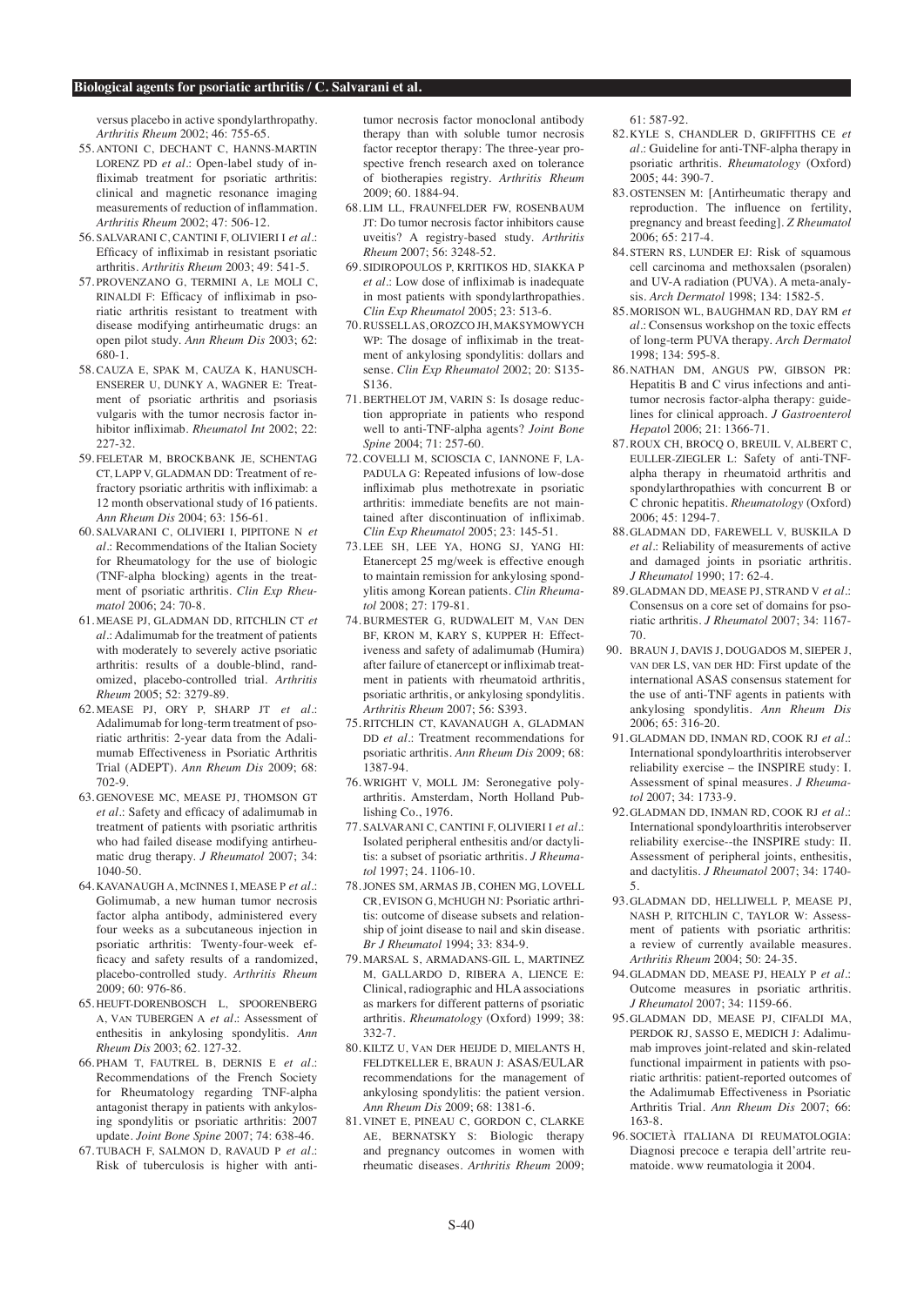versus placebo in active spondylarthropathy. *Arthritis Rheum* 2002; 46: 755-65.

55. ANTONI C, DECHANT C, HANNS-MARTIN LORENZ PD *et al.*: Open-label study of infliximab treatment for psoriatic arthritis: clinical and magnetic resonance imaging measurements of reduction of inflammation. *Arthritis Rheum* 2002; 47: 506-12.
56. SALVARANI C, CANTINI F, OLIVIERI I *et al.*: Efficacy of infliximab in resistant psoriatic arthritis. *Arthritis Rheum* 2003; 49: 541-5.
57. PROVENZANO G, TERMINI A, LE MOLI C, RINALDI F: Efficacy of infliximab in psoriatic arthritis resistant to treatment with disease modifying antirheumatic drugs: an open pilot study. *Ann Rheum Dis* 2003; 62: 680-1.
58. CAUZA E, SPAK M, CAUZA K, HANUSCH-ENSERER U, DUNKY A, WAGNER E: Treatment of psoriatic arthritis and psoriasis vulgaris with the tumor necrosis factor inhibitor infliximab. *Rheumatol Int* 2002; 22: 227-32.
59. FELETAR M, BROCKBANK JE, SCHENTAG CT, LAPP V, GLADMAN DD: Treatment of refractory psoriatic arthritis with infliximab: a 12 month observational study of 16 patients. *Ann Rheum Dis* 2004; 63: 156-61.
60. SALVARANI C, OLIVIERI I, PIPITONE N *et al.*: Recommendations of the Italian Society for Rheumatology for the use of biologic (TNF-alpha blocking) agents in the treatment of psoriatic arthritis. *Clin Exp Rheumatol* 2006; 24: 70-8.
61. MEASE PJ, GLADMAN DD, RITCHLIN CT *et al.*: Adalimumab for the treatment of patients with moderately to severely active psoriatic arthritis: results of a double-blind, randomized, placebo-controlled trial. *Arthritis Rheum* 2005; 52: 3279-89.
62. MEASE PJ, ORY P, SHARP JT *et al.*: Adalimumab for long-term treatment of psoriatic arthritis: 2-year data from the Adalimumab Effectiveness in Psoriatic Arthritis Trial (ADEPT). *Ann Rheum Dis* 2009; 68: 702-9.
63. GENOVESE MC, MEASE PJ, THOMSON GT *et al.*: Safety and efficacy of adalimumab in treatment of patients with psoriatic arthritis who had failed disease modifying antirheumatic drug therapy. *J Rheumatol* 2007; 34: 1040-50.
64. KAVANAUGH A, MCINNES I, MEASE P *et al.*: Golimumab, a new human tumor necrosis factor alpha antibody, administered every four weeks as a subcutaneous injection in psoriatic arthritis: Twenty-four-week efficacy and safety results of a randomized, placebo-controlled study. *Arthritis Rheum* 2009; 60: 976-86.
65. HEUFT-DORENBOSCH L, SPOORENBERG A, VAN TUBERGEN A *et al.*: Assessment of enthesitis in ankylosing spondylitis. *Ann Rheum Dis* 2003; 62. 127-32.
66. PHAM T, FAUTREL B, DERNIS E *et al.*: Recommendations of the French Society for Rheumatology regarding TNF-alpha antagonist therapy in patients with ankylosing spondylitis or psoriatic arthritis: 2007 update. *Joint Bone Spine* 2007; 74: 638-46.
67. TUBACH F, SALMON D, RAVAUD P *et al.*: Risk of tuberculosis is higher with anti-tumor necrosis factor monoclonal antibody therapy than with soluble tumor necrosis factor receptor therapy: The three-year prospective french research axed on tolerance of biotherapies registry. *Arthritis Rheum* 2009; 60. 1884-94.
68. LIM LL, FRAUNFELDER FW, ROSENBAUM JT: Do tumor necrosis factor inhibitors cause uveitis? A registry-based study. *Arthritis Rheum* 2007; 56: 3248-52.
69. SIDIROPOULOS P, KRITIKOS HD, SIAKKA P *et al.*: Low dose of infliximab is inadequate in most patients with spondylarthropathies. *Clin Exp Rheumatol* 2005; 23: 513-6.
70. RUSSELL AS, OROZCO JH, MAKSYMOWYCH WP: The dosage of infliximab in the treatment of ankylosing spondylitis: dollars and sense. *Clin Exp Rheumatol* 2002; 20: S135-S136.
71. BERTHELOT JM, VARIN S: Is dosage reduction appropriate in patients who respond well to anti-TNF-alpha agents? *Joint Bone Spine* 2004; 71: 257-60.
72. COVELLI M, SCIOSCIA C, IANNONE F, LAPADULA G: Repeated infusions of low-dose infliximab plus methotrexate in psoriatic arthritis: immediate benefits are not maintained after discontinuation of infliximab. *Clin Exp Rheumatol* 2005; 23: 145-51.
73. LEE SH, LEE YA, HONG SJ, YANG HI: Etanercept 25 mg/week is effective enough to maintain remission for ankylosing spondylitis among Korean patients. *Clin Rheumatol* 2008; 27: 179-81.
74. BURMESTER G, RUDWALEIT M, VAN DEN BF, KRON M, KARY S, KUPPER H: Effectiveness and safety of adalimumab (Humira) after failure of etanercept or infliximab treatment in patients with rheumatoid arthritis, psoriatic arthritis, or ankylosing spondylitis. *Arthritis Rheum* 2007; 56: S393.
75. RITCHLIN CT, KAVANAUGH A, GLADMAN DD *et al.*: Treatment recommendations for psoriatic arthritis. *Ann Rheum Dis* 2009; 68: 1387-94.
76. WRIGHT V, MOLL JM: Seronegative polyarthritis. Amsterdam, North Holland Publishing Co., 1976.
77. SALVARANI C, CANTINI F, OLIVIERI I *et al.*: Isolated peripheral enthesitis and/or dactylitis: a subset of psoriatic arthritis. *J Rheumatol* 1997; 24. 1106-10.
78. JONES SM, ARMAS JB, COHEN MG, LOVELL CR, EVISON G, MCHUGH NJ: Psoriatic arthritis: outcome of disease subsets and relationship of joint disease to nail and skin disease. *Br J Rheumatol* 1994; 33: 834-9.
79. MARSAL S, ARMADANS-GIL L, MARTINEZ M, GALLARDO D, RIBERA A, LIENCE E: Clinical, radiographic and HLA associations as markers for different patterns of psoriatic arthritis. *Rheumatology* (Oxford) 1999; 38: 332-7.
80. KILTZ U, VAN DER HEIJDE D, MIELANTS H, FELDTKELLER E, BRAUN J: ASAS/EULAR recommendations for the management of ankylosing spondylitis: the patient version. *Ann Rheum Dis* 2009; 68: 1381-6.
81. VINET E, PINEAU C, GORDON C, CLARKE AE, BERNATSKY S: Biologic therapy and pregnancy outcomes in women with rheumatic diseases. *Arthritis Rheum* 2009; 61: 587-92.
82. KYLE S, CHANDLER D, GRIFFITHS CE *et al.*: Guideline for anti-TNF-alpha therapy in psoriatic arthritis. *Rheumatology* (Oxford) 2005; 44: 390-7.
83. OSTENSEN M: [Antirheumatic therapy and reproduction. The influence on fertility, pregnancy and breast feeding]. *Z Rheumatol* 2006; 65: 217-4.
84. STERN RS, LUNDER EJ: Risk of squamous cell carcinoma and methoxsalen (psoralen) and UV-A radiation (PUVA). A meta-analysis. *Arch Dermatol* 1998; 134: 1582-5.
85. MORISON WL, BAUGHMAN RD, DAY RM *et al.*: Consensus workshop on the toxic effects of long-term PUVA therapy. *Arch Dermatol* 1998; 134: 595-8.
86. NATHAN DM, ANGUS PW, GIBSON PR: Hepatitis B and C virus infections and anti-tumor necrosis factor-alpha therapy: guidelines for clinical approach. *J Gastroenterol Hepatol* 2006; 21: 1366-71.
87. ROUX CH, BROCQ O, BREUIL V, ALBERT C, EULLER-ZIEGLER L: Safety of anti-TNF-alpha therapy in rheumatoid arthritis and spondylarthropathies with concurrent B or C chronic hepatitis. *Rheumatology* (Oxford) 2006; 45: 1294-7.
88. GLADMAN DD, FAREWELL V, BUSKILA D *et al.*: Reliability of measurements of active and damaged joints in psoriatic arthritis. *J Rheumatol* 1990; 17: 62-4.
89. GLADMAN DD, MEASE PJ, STRAND V *et al.*: Consensus on a core set of domains for psoriatic arthritis. *J Rheumatol* 2007; 34: 1167-70.
90. BRAUN J, DAVIS J, DOUGADOS M, SIEPER J, VAN DER LS, VAN DER HD: First update of the international ASAS consensus statement for the use of anti-TNF agents in patients with ankylosing spondylitis. *Ann Rheum Dis* 2006; 65: 316-20.
91. GLADMAN DD, INMAN RD, COOK RJ *et al.*: International spondyloarthritis interobserver reliability exercise – the INSPIRE study: I. Assessment of spinal measures. *J Rheumatol* 2007; 34: 1733-9.
92. GLADMAN DD, INMAN RD, COOK RJ *et al.*: International spondyloarthritis interobserver reliability exercise--the INSPIRE study: II. Assessment of peripheral joints, enthesitis, and dactylitis. *J Rheumatol* 2007; 34: 1740-5.
93. GLADMAN DD, HELLIWELL P, MEASE PJ, NASH P, RITCHLIN C, TAYLOR W: Assessment of patients with psoriatic arthritis: a review of currently available measures. *Arthritis Rheum* 2004; 50: 24-35.
94. GLADMAN DD, MEASE PJ, HEALY P *et al.*: Outcome measures in psoriatic arthritis. *J Rheumatol* 2007; 34: 1159-66.
95. GLADMAN DD, MEASE PJ, CIFALDI MA, PERDOK RJ, SASSO E, MEDICH J: Adalimumab improves joint-related and skin-related functional impairment in patients with psoriatic arthritis: patient-reported outcomes of the Adalimumab Effectiveness in Psoriatic Arthritis Trial. *Ann Rheum Dis* 2007; 66: 163-8.
96. SOCIETÀ ITALIANA DI REUMATOLOGIA: Diagnosi precoce e terapia dell'artrite reumatoide. www reumatologia it 2004.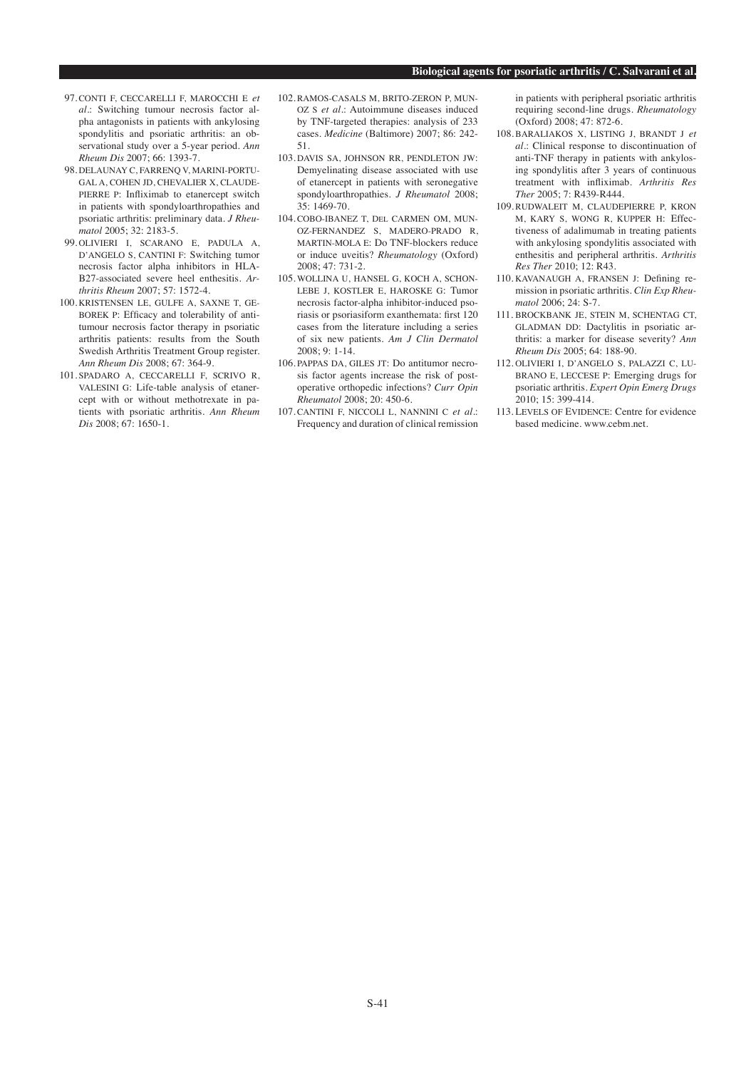97. CONTI F, CECCARELLI F, MAROCCHI E *et al.*: Switching tumour necrosis factor alpha antagonists in patients with ankylosing spondylitis and psoriatic arthritis: an observational study over a 5-year period. *Ann Rheum Dis* 2007; 66: 1393-7.
98. DELAUNAY C, FARRENQ V, MARINI-PORTUGAL A, COHEN JD, CHEVALIER X, CLAUDEPIERRE P: Infliximab to etanercept switch in patients with spondyloarthropathies and psoriatic arthritis: preliminary data. *J Rheumatol* 2005; 32: 2183-5.
99. OLIVIERI I, SCARANO E, PADULA A, D'ANGELO S, CANTINI F: Switching tumor necrosis factor alpha inhibitors in HLA-B27-associated severe heel enthesitis. *Arthritis Rheum* 2007; 57: 1572-4.
100. KRISTENSEN LE, GULFE A, SAXNE T, GEBOREK P: Efficacy and tolerability of anti-tumour necrosis factor therapy in psoriatic arthritis patients: results from the South Swedish Arthritis Treatment Group register. *Ann Rheum Dis* 2008; 67: 364-9.
101. SPADARO A, CECCARELLI F, SCRIVO R, VALESINI G: Life-table analysis of etanercept with or without methotrexate in patients with psoriatic arthritis. *Ann Rheum Dis* 2008; 67: 1650-1.
102. RAMOS-CASALS M, BRITO-ZERON P, MUNOZ S *et al.*: Autoimmune diseases induced by TNF-targeted therapies: analysis of 233 cases. *Medicine* (Baltimore) 2007; 86: 242-51.
103. DAVIS SA, JOHNSON RR, PENDLETON JW: Demyelinating disease associated with use of etanercept in patients with seronegative spondyloarthropathies. *J Rheumatol* 2008; 35: 1469-70.
104. COBO-IBANEZ T, DEL CARMEN OM, MUNOZ-FERNANDEZ S, MADERO-PRADO R, MARTIN-MOLA E: Do TNF-blockers reduce or induce uveitis? *Rheumatology* (Oxford) 2008; 47: 731-2.
105. WOLLINA U, HANSEL G, KOCH A, SCHONLEBE J, KOSTLER E, HAROSKE G: Tumor necrosis factor-alpha inhibitor-induced psoriasis or psoriasiform exanthemata: first 120 cases from the literature including a series of six new patients. *Am J Clin Dermatol* 2008; 9: 1-14.
106. PAPPAS DA, GILES JT: Do antitumor necrosis factor agents increase the risk of postoperative orthopedic infections? *Curr Opin Rheumatol* 2008; 20: 450-6.
107. CANTINI F, NICCOLI L, NANNINI C *et al.*: Frequency and duration of clinical remission in patients with peripheral psoriatic arthritis requiring second-line drugs. *Rheumatology* (Oxford) 2008; 47: 872-6.
108. BARALIAKOS X, LISTING J, BRANDT J *et al.*: Clinical response to discontinuation of anti-TNF therapy in patients with ankylosing spondylitis after 3 years of continuous treatment with infliximab. *Arthritis Res Ther* 2005; 7: R439-R444.
109. RUDWALEIT M, CLAUDEPIERRE P, KRON M, KARY S, WONG R, KUPPER H: Effectiveness of adalimumab in treating patients with ankylosing spondylitis associated with enthesitis and peripheral arthritis. *Arthritis Res Ther* 2010; 12: R43.
110. KAVANAUGH A, FRANSEN J: Defining remission in psoriatic arthritis. *Clin Exp Rheumatol* 2006; 24: S-7.
111. BROCKBANK JE, STEIN M, SCHENTAG CT, GLADMAN DD: Dactylitis in psoriatic arthritis: a marker for disease severity? *Ann Rheum Dis* 2005; 64: 188-90.
112. OLIVIERI I, D'ANGELO S, PALAZZI C, LUBRANO E, LECCESE P: Emerging drugs for psoriatic arthritis. *Expert Opin Emerg Drugs* 2010; 15: 399-414.
113. LEVELS OF EVIDENCE: Centre for evidence based medicine. www.cebm.net.